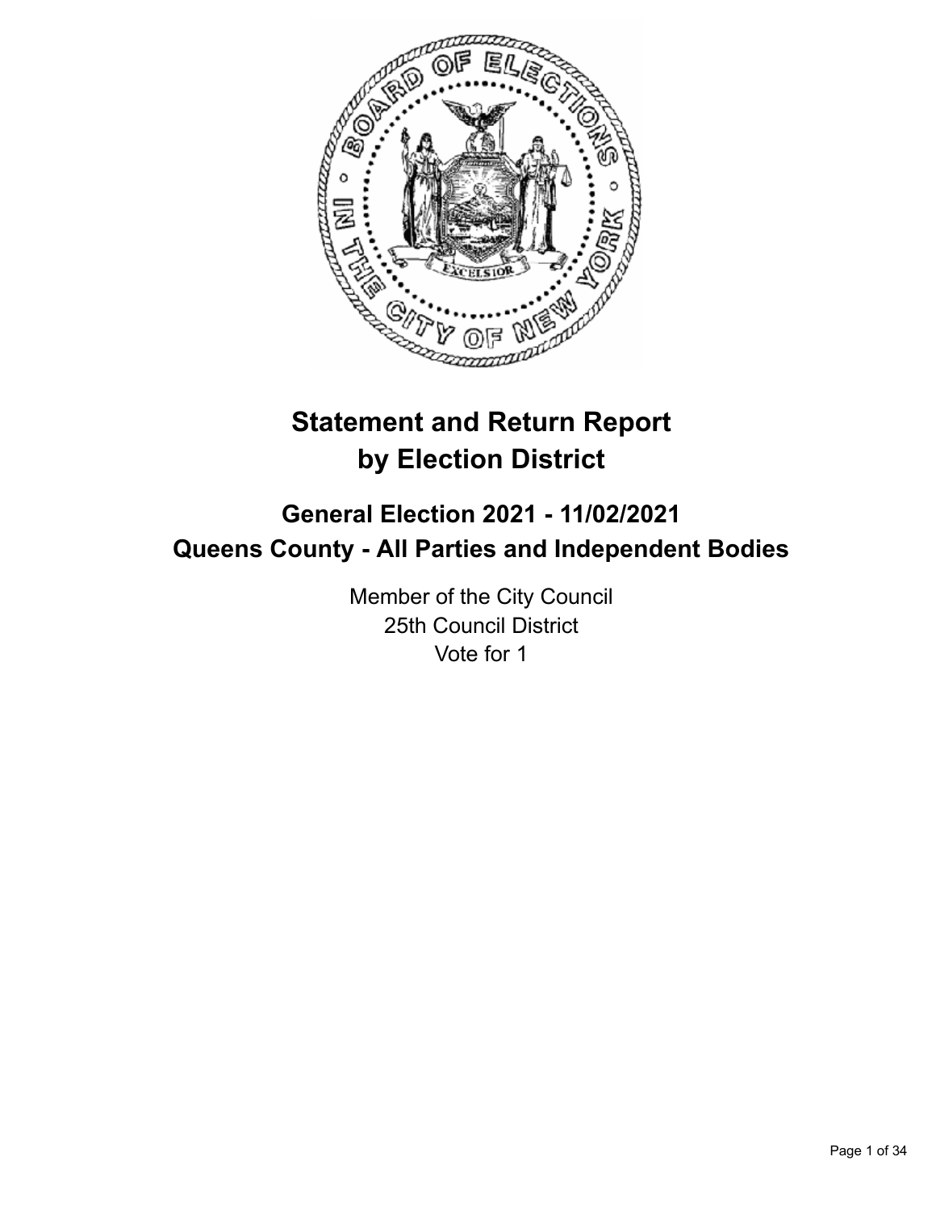# Statement and Return Report by Election District

## General Election 2021 - 11/02/2021
## Queens County - All Parties and Independent Bodies

Member of the City Council
25th Council District
Vote for 1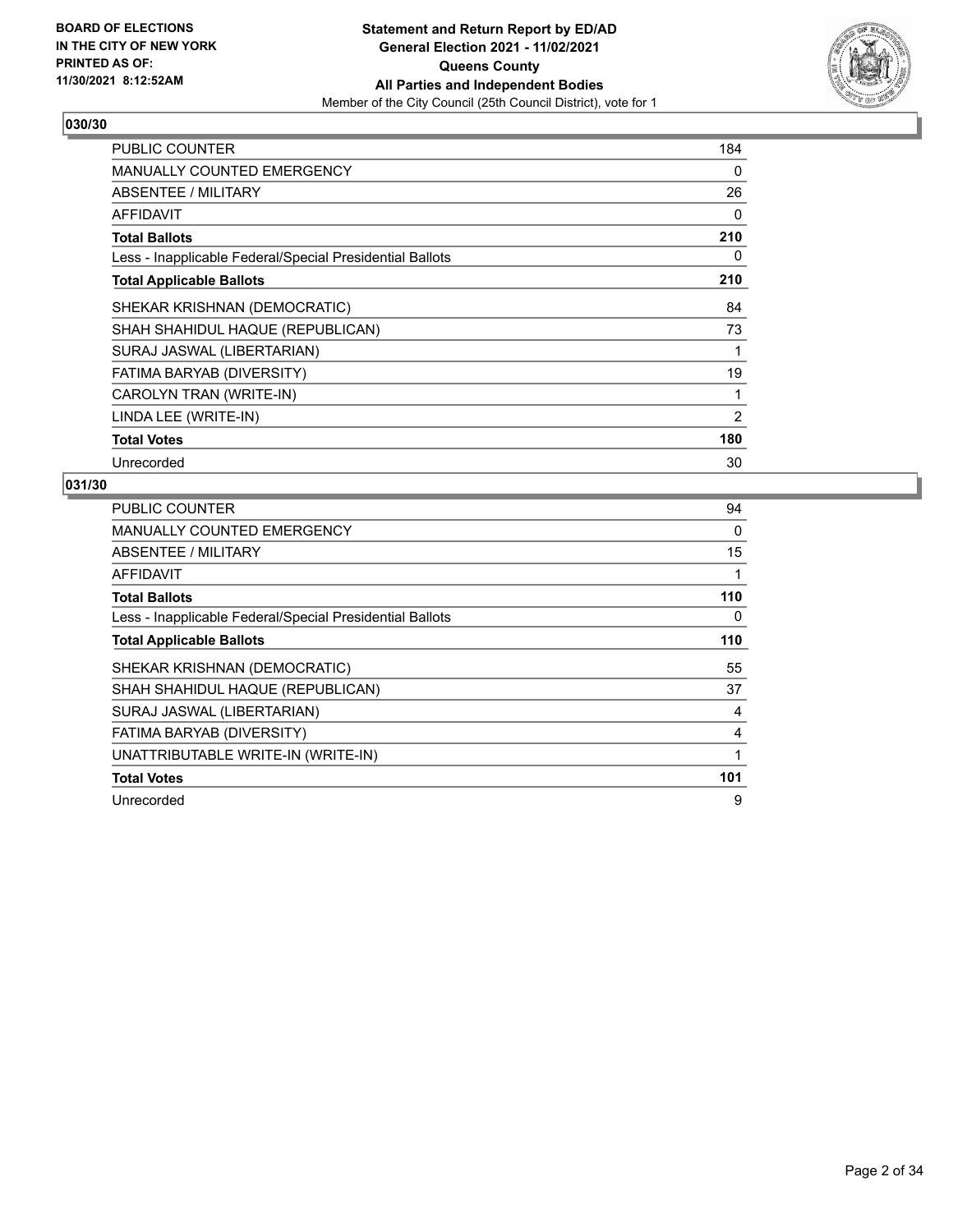## 030/30

| | |
|---|---|
| PUBLIC COUNTER | 184 |
| MANUALLY COUNTED EMERGENCY | 0 |
| ABSENTEE / MILITARY | 26 |
| AFFIDAVIT | 0 |
| **Total Ballots** | **210** |
| Less - Inapplicable Federal/Special Presidential Ballots | 0 |
| **Total Applicable Ballots** | **210** |
| SHEKAR KRISHNAN (DEMOCRATIC) | 84 |
| SHAH SHAHIDUL HAQUE (REPUBLICAN) | 73 |
| SURAJ JASWAL (LIBERTARIAN) | 1 |
| FATIMA BARYAB (DIVERSITY) | 19 |
| CAROLYN TRAN (WRITE-IN) | 1 |
| LINDA LEE (WRITE-IN) | 2 |
| **Total Votes** | **180** |
| Unrecorded | 30 |

## 031/30

| | |
|---|---|
| PUBLIC COUNTER | 94 |
| MANUALLY COUNTED EMERGENCY | 0 |
| ABSENTEE / MILITARY | 15 |
| AFFIDAVIT | 1 |
| **Total Ballots** | **110** |
| Less - Inapplicable Federal/Special Presidential Ballots | 0 |
| **Total Applicable Ballots** | **110** |
| SHEKAR KRISHNAN (DEMOCRATIC) | 55 |
| SHAH SHAHIDUL HAQUE (REPUBLICAN) | 37 |
| SURAJ JASWAL (LIBERTARIAN) | 4 |
| FATIMA BARYAB (DIVERSITY) | 4 |
| UNATTRIBUTABLE WRITE-IN (WRITE-IN) | 1 |
| **Total Votes** | **101** |
| Unrecorded | 9 |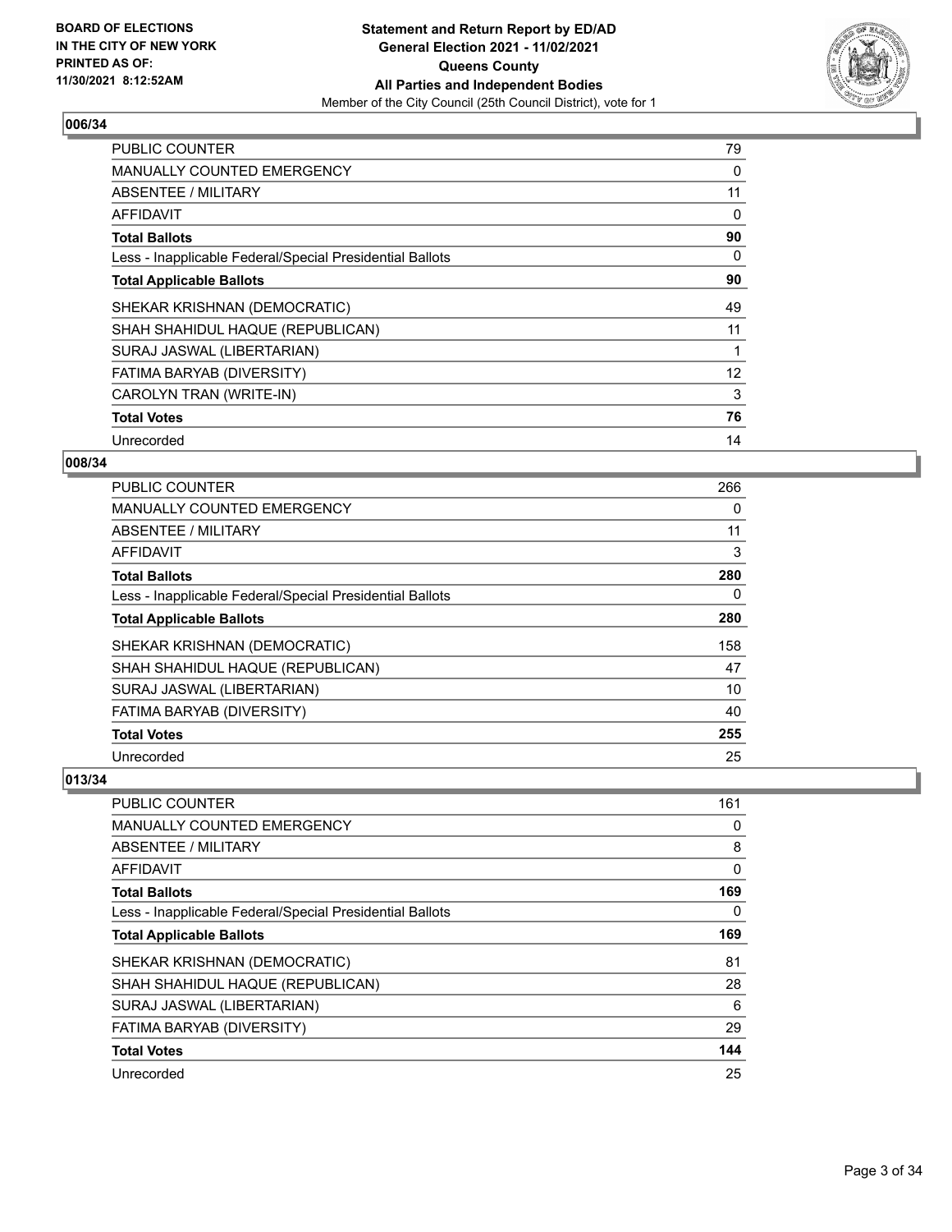## 006/34

| | |
|---|---|
| PUBLIC COUNTER | 79 |
| MANUALLY COUNTED EMERGENCY | 0 |
| ABSENTEE / MILITARY | 11 |
| AFFIDAVIT | 0 |
| **Total Ballots** | **90** |
| Less - Inapplicable Federal/Special Presidential Ballots | 0 |
| **Total Applicable Ballots** | **90** |
| SHEKAR KRISHNAN (DEMOCRATIC) | 49 |
| SHAH SHAHIDUL HAQUE (REPUBLICAN) | 11 |
| SURAJ JASWAL (LIBERTARIAN) | 1 |
| FATIMA BARYAB (DIVERSITY) | 12 |
| CAROLYN TRAN (WRITE-IN) | 3 |
| **Total Votes** | **76** |
| Unrecorded | 14 |

## 008/34

| | |
|---|---|
| PUBLIC COUNTER | 266 |
| MANUALLY COUNTED EMERGENCY | 0 |
| ABSENTEE / MILITARY | 11 |
| AFFIDAVIT | 3 |
| **Total Ballots** | **280** |
| Less - Inapplicable Federal/Special Presidential Ballots | 0 |
| **Total Applicable Ballots** | **280** |
| SHEKAR KRISHNAN (DEMOCRATIC) | 158 |
| SHAH SHAHIDUL HAQUE (REPUBLICAN) | 47 |
| SURAJ JASWAL (LIBERTARIAN) | 10 |
| FATIMA BARYAB (DIVERSITY) | 40 |
| **Total Votes** | **255** |
| Unrecorded | 25 |

## 013/34

| | |
|---|---|
| PUBLIC COUNTER | 161 |
| MANUALLY COUNTED EMERGENCY | 0 |
| ABSENTEE / MILITARY | 8 |
| AFFIDAVIT | 0 |
| **Total Ballots** | **169** |
| Less - Inapplicable Federal/Special Presidential Ballots | 0 |
| **Total Applicable Ballots** | **169** |
| SHEKAR KRISHNAN (DEMOCRATIC) | 81 |
| SHAH SHAHIDUL HAQUE (REPUBLICAN) | 28 |
| SURAJ JASWAL (LIBERTARIAN) | 6 |
| FATIMA BARYAB (DIVERSITY) | 29 |
| **Total Votes** | **144** |
| Unrecorded | 25 |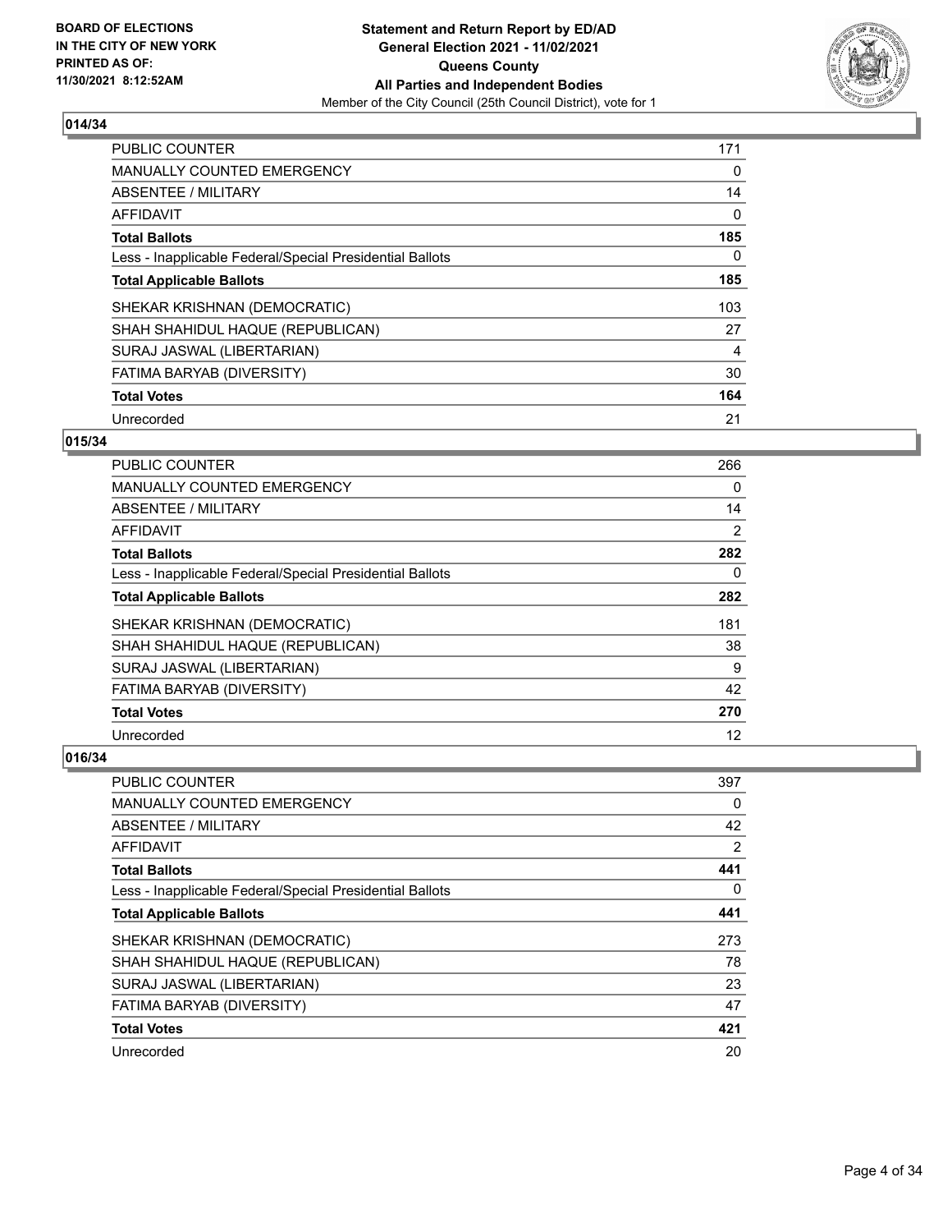## 014/34

| | |
|---|---|
| PUBLIC COUNTER | 171 |
| MANUALLY COUNTED EMERGENCY | 0 |
| ABSENTEE / MILITARY | 14 |
| AFFIDAVIT | 0 |
| **Total Ballots** | **185** |
| Less - Inapplicable Federal/Special Presidential Ballots | 0 |
| **Total Applicable Ballots** | **185** |
| SHEKAR KRISHNAN (DEMOCRATIC) | 103 |
| SHAH SHAHIDUL HAQUE (REPUBLICAN) | 27 |
| SURAJ JASWAL (LIBERTARIAN) | 4 |
| FATIMA BARYAB (DIVERSITY) | 30 |
| **Total Votes** | **164** |
| Unrecorded | 21 |

## 015/34

| | |
|---|---|
| PUBLIC COUNTER | 266 |
| MANUALLY COUNTED EMERGENCY | 0 |
| ABSENTEE / MILITARY | 14 |
| AFFIDAVIT | 2 |
| **Total Ballots** | **282** |
| Less - Inapplicable Federal/Special Presidential Ballots | 0 |
| **Total Applicable Ballots** | **282** |
| SHEKAR KRISHNAN (DEMOCRATIC) | 181 |
| SHAH SHAHIDUL HAQUE (REPUBLICAN) | 38 |
| SURAJ JASWAL (LIBERTARIAN) | 9 |
| FATIMA BARYAB (DIVERSITY) | 42 |
| **Total Votes** | **270** |
| Unrecorded | 12 |

## 016/34

| | |
|---|---|
| PUBLIC COUNTER | 397 |
| MANUALLY COUNTED EMERGENCY | 0 |
| ABSENTEE / MILITARY | 42 |
| AFFIDAVIT | 2 |
| **Total Ballots** | **441** |
| Less - Inapplicable Federal/Special Presidential Ballots | 0 |
| **Total Applicable Ballots** | **441** |
| SHEKAR KRISHNAN (DEMOCRATIC) | 273 |
| SHAH SHAHIDUL HAQUE (REPUBLICAN) | 78 |
| SURAJ JASWAL (LIBERTARIAN) | 23 |
| FATIMA BARYAB (DIVERSITY) | 47 |
| **Total Votes** | **421** |
| Unrecorded | 20 |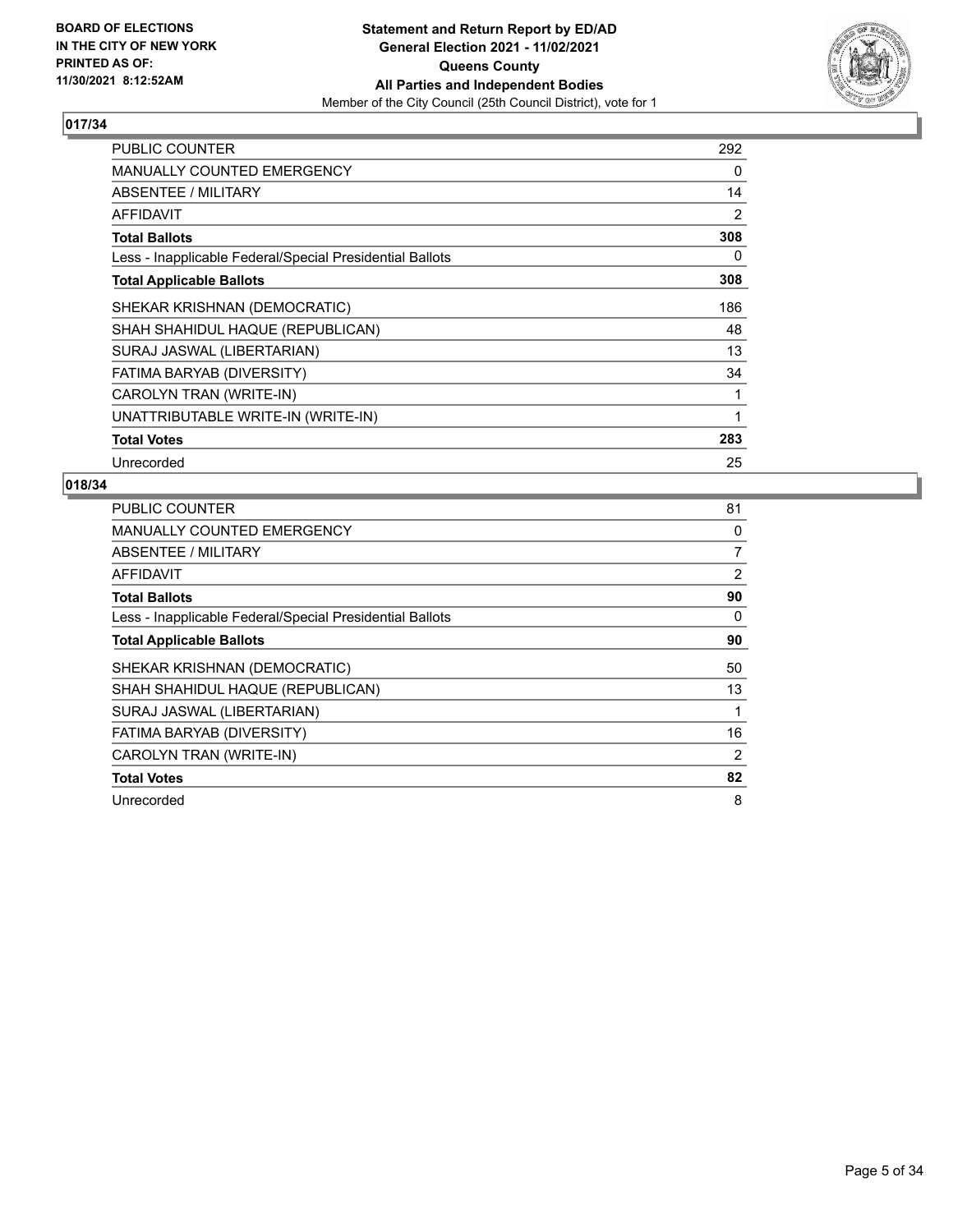BOARD OF ELECTIONS
IN THE CITY OF NEW YORK
PRINTED AS OF:
11/30/2021 8:12:52AM

**Statement and Return Report by ED/AD**
**General Election 2021 - 11/02/2021**
**Queens County**
**All Parties and Independent Bodies**
Member of the City Council (25th Council District), vote for 1

## 017/34

| | |
|---|---|
| PUBLIC COUNTER | 292 |
| MANUALLY COUNTED EMERGENCY | 0 |
| ABSENTEE / MILITARY | 14 |
| AFFIDAVIT | 2 |
| **Total Ballots** | **308** |
| Less - Inapplicable Federal/Special Presidential Ballots | 0 |
| **Total Applicable Ballots** | **308** |
| SHEKAR KRISHNAN (DEMOCRATIC) | 186 |
| SHAH SHAHIDUL HAQUE (REPUBLICAN) | 48 |
| SURAJ JASWAL (LIBERTARIAN) | 13 |
| FATIMA BARYAB (DIVERSITY) | 34 |
| CAROLYN TRAN (WRITE-IN) | 1 |
| UNATTRIBUTABLE WRITE-IN (WRITE-IN) | 1 |
| **Total Votes** | **283** |
| Unrecorded | 25 |

## 018/34

| | |
|---|---|
| PUBLIC COUNTER | 81 |
| MANUALLY COUNTED EMERGENCY | 0 |
| ABSENTEE / MILITARY | 7 |
| AFFIDAVIT | 2 |
| **Total Ballots** | **90** |
| Less - Inapplicable Federal/Special Presidential Ballots | 0 |
| **Total Applicable Ballots** | **90** |
| SHEKAR KRISHNAN (DEMOCRATIC) | 50 |
| SHAH SHAHIDUL HAQUE (REPUBLICAN) | 13 |
| SURAJ JASWAL (LIBERTARIAN) | 1 |
| FATIMA BARYAB (DIVERSITY) | 16 |
| CAROLYN TRAN (WRITE-IN) | 2 |
| **Total Votes** | **82** |
| Unrecorded | 8 |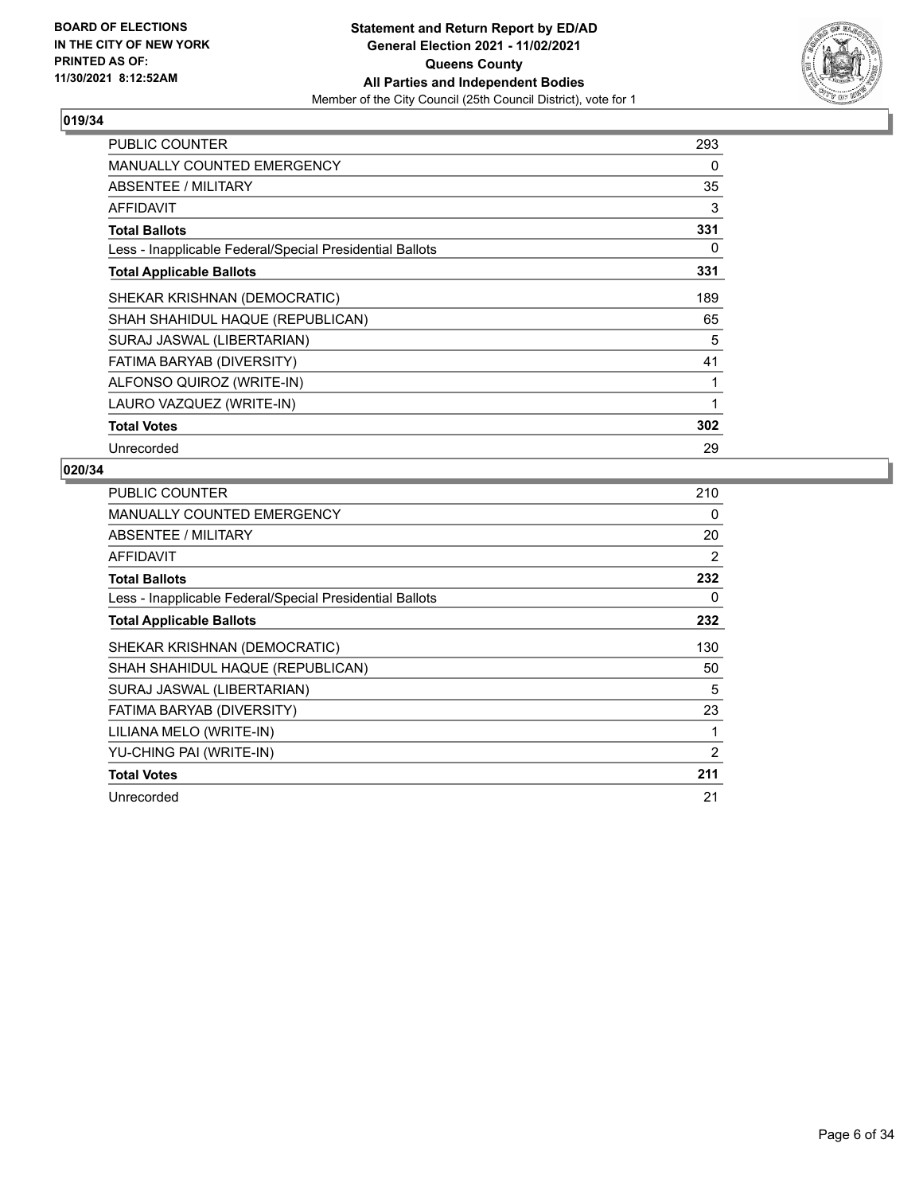## 019/34

| | |
|---|---|
| PUBLIC COUNTER | 293 |
| MANUALLY COUNTED EMERGENCY | 0 |
| ABSENTEE / MILITARY | 35 |
| AFFIDAVIT | 3 |
| **Total Ballots** | **331** |
| Less - Inapplicable Federal/Special Presidential Ballots | 0 |
| **Total Applicable Ballots** | **331** |
| SHEKAR KRISHNAN (DEMOCRATIC) | 189 |
| SHAH SHAHIDUL HAQUE (REPUBLICAN) | 65 |
| SURAJ JASWAL (LIBERTARIAN) | 5 |
| FATIMA BARYAB (DIVERSITY) | 41 |
| ALFONSO QUIROZ (WRITE-IN) | 1 |
| LAURO VAZQUEZ (WRITE-IN) | 1 |
| **Total Votes** | **302** |
| Unrecorded | 29 |

## 020/34

| | |
|---|---|
| PUBLIC COUNTER | 210 |
| MANUALLY COUNTED EMERGENCY | 0 |
| ABSENTEE / MILITARY | 20 |
| AFFIDAVIT | 2 |
| **Total Ballots** | **232** |
| Less - Inapplicable Federal/Special Presidential Ballots | 0 |
| **Total Applicable Ballots** | **232** |
| SHEKAR KRISHNAN (DEMOCRATIC) | 130 |
| SHAH SHAHIDUL HAQUE (REPUBLICAN) | 50 |
| SURAJ JASWAL (LIBERTARIAN) | 5 |
| FATIMA BARYAB (DIVERSITY) | 23 |
| LILIANA MELO (WRITE-IN) | 1 |
| YU-CHING PAI (WRITE-IN) | 2 |
| **Total Votes** | **211** |
| Unrecorded | 21 |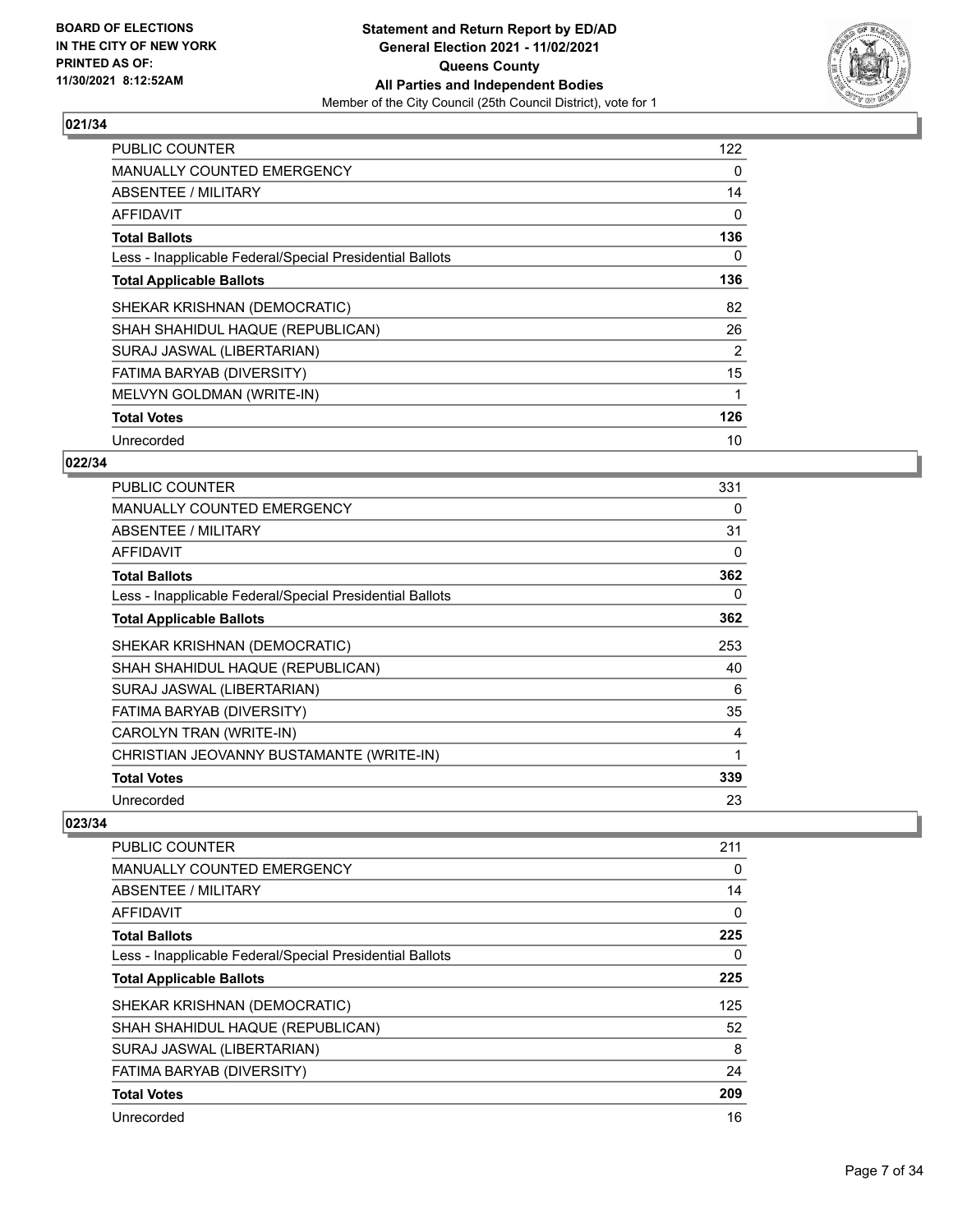## 021/34

| | |
|---|---|
| PUBLIC COUNTER | 122 |
| MANUALLY COUNTED EMERGENCY | 0 |
| ABSENTEE / MILITARY | 14 |
| AFFIDAVIT | 0 |
| **Total Ballots** | **136** |
| Less - Inapplicable Federal/Special Presidential Ballots | 0 |
| **Total Applicable Ballots** | **136** |
| SHEKAR KRISHNAN (DEMOCRATIC) | 82 |
| SHAH SHAHIDUL HAQUE (REPUBLICAN) | 26 |
| SURAJ JASWAL (LIBERTARIAN) | 2 |
| FATIMA BARYAB (DIVERSITY) | 15 |
| MELVYN GOLDMAN (WRITE-IN) | 1 |
| **Total Votes** | **126** |
| Unrecorded | 10 |

## 022/34

| | |
|---|---|
| PUBLIC COUNTER | 331 |
| MANUALLY COUNTED EMERGENCY | 0 |
| ABSENTEE / MILITARY | 31 |
| AFFIDAVIT | 0 |
| **Total Ballots** | **362** |
| Less - Inapplicable Federal/Special Presidential Ballots | 0 |
| **Total Applicable Ballots** | **362** |
| SHEKAR KRISHNAN (DEMOCRATIC) | 253 |
| SHAH SHAHIDUL HAQUE (REPUBLICAN) | 40 |
| SURAJ JASWAL (LIBERTARIAN) | 6 |
| FATIMA BARYAB (DIVERSITY) | 35 |
| CAROLYN TRAN (WRITE-IN) | 4 |
| CHRISTIAN JEOVANNY BUSTAMANTE (WRITE-IN) | 1 |
| **Total Votes** | **339** |
| Unrecorded | 23 |

## 023/34

| | |
|---|---|
| PUBLIC COUNTER | 211 |
| MANUALLY COUNTED EMERGENCY | 0 |
| ABSENTEE / MILITARY | 14 |
| AFFIDAVIT | 0 |
| **Total Ballots** | **225** |
| Less - Inapplicable Federal/Special Presidential Ballots | 0 |
| **Total Applicable Ballots** | **225** |
| SHEKAR KRISHNAN (DEMOCRATIC) | 125 |
| SHAH SHAHIDUL HAQUE (REPUBLICAN) | 52 |
| SURAJ JASWAL (LIBERTARIAN) | 8 |
| FATIMA BARYAB (DIVERSITY) | 24 |
| **Total Votes** | **209** |
| Unrecorded | 16 |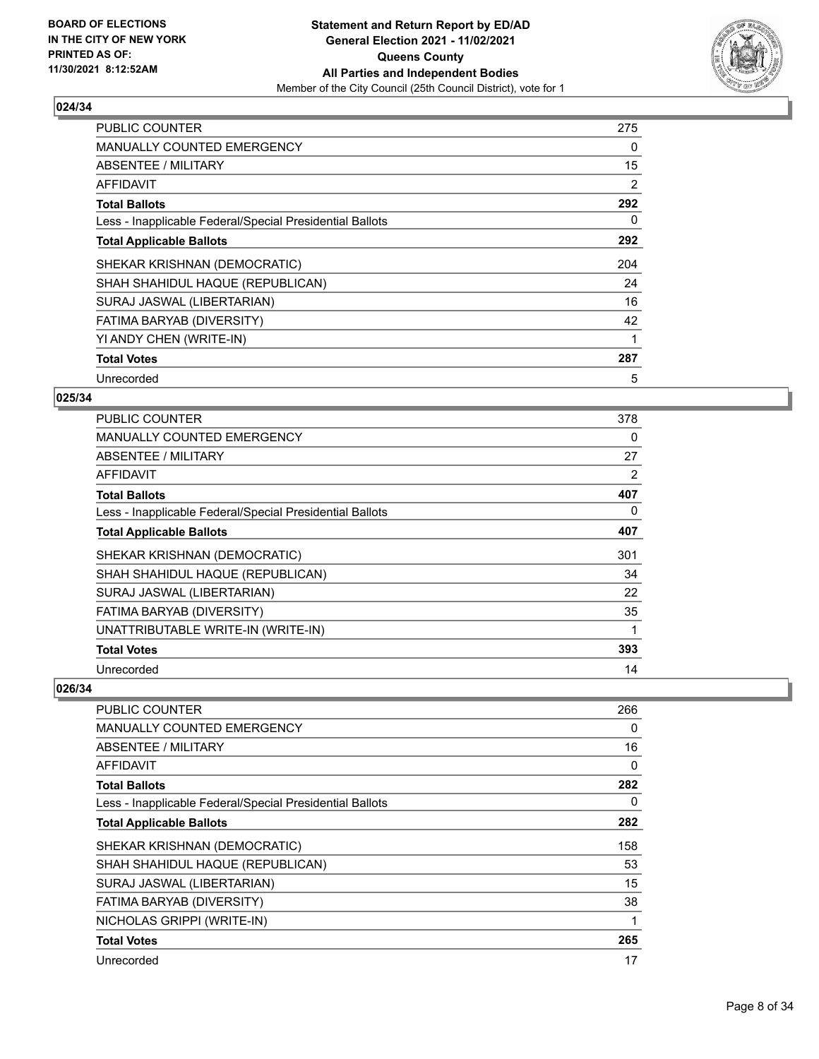## 024/34

| | |
|---|---|
| PUBLIC COUNTER | 275 |
| MANUALLY COUNTED EMERGENCY | 0 |
| ABSENTEE / MILITARY | 15 |
| AFFIDAVIT | 2 |
| **Total Ballots** | **292** |
| Less - Inapplicable Federal/Special Presidential Ballots | 0 |
| **Total Applicable Ballots** | **292** |
| SHEKAR KRISHNAN (DEMOCRATIC) | 204 |
| SHAH SHAHIDUL HAQUE (REPUBLICAN) | 24 |
| SURAJ JASWAL (LIBERTARIAN) | 16 |
| FATIMA BARYAB (DIVERSITY) | 42 |
| YI ANDY CHEN (WRITE-IN) | 1 |
| **Total Votes** | **287** |
| Unrecorded | 5 |

## 025/34

| | |
|---|---|
| PUBLIC COUNTER | 378 |
| MANUALLY COUNTED EMERGENCY | 0 |
| ABSENTEE / MILITARY | 27 |
| AFFIDAVIT | 2 |
| **Total Ballots** | **407** |
| Less - Inapplicable Federal/Special Presidential Ballots | 0 |
| **Total Applicable Ballots** | **407** |
| SHEKAR KRISHNAN (DEMOCRATIC) | 301 |
| SHAH SHAHIDUL HAQUE (REPUBLICAN) | 34 |
| SURAJ JASWAL (LIBERTARIAN) | 22 |
| FATIMA BARYAB (DIVERSITY) | 35 |
| UNATTRIBUTABLE WRITE-IN (WRITE-IN) | 1 |
| **Total Votes** | **393** |
| Unrecorded | 14 |

## 026/34

| | |
|---|---|
| PUBLIC COUNTER | 266 |
| MANUALLY COUNTED EMERGENCY | 0 |
| ABSENTEE / MILITARY | 16 |
| AFFIDAVIT | 0 |
| **Total Ballots** | **282** |
| Less - Inapplicable Federal/Special Presidential Ballots | 0 |
| **Total Applicable Ballots** | **282** |
| SHEKAR KRISHNAN (DEMOCRATIC) | 158 |
| SHAH SHAHIDUL HAQUE (REPUBLICAN) | 53 |
| SURAJ JASWAL (LIBERTARIAN) | 15 |
| FATIMA BARYAB (DIVERSITY) | 38 |
| NICHOLAS GRIPPI (WRITE-IN) | 1 |
| **Total Votes** | **265** |
| Unrecorded | 17 |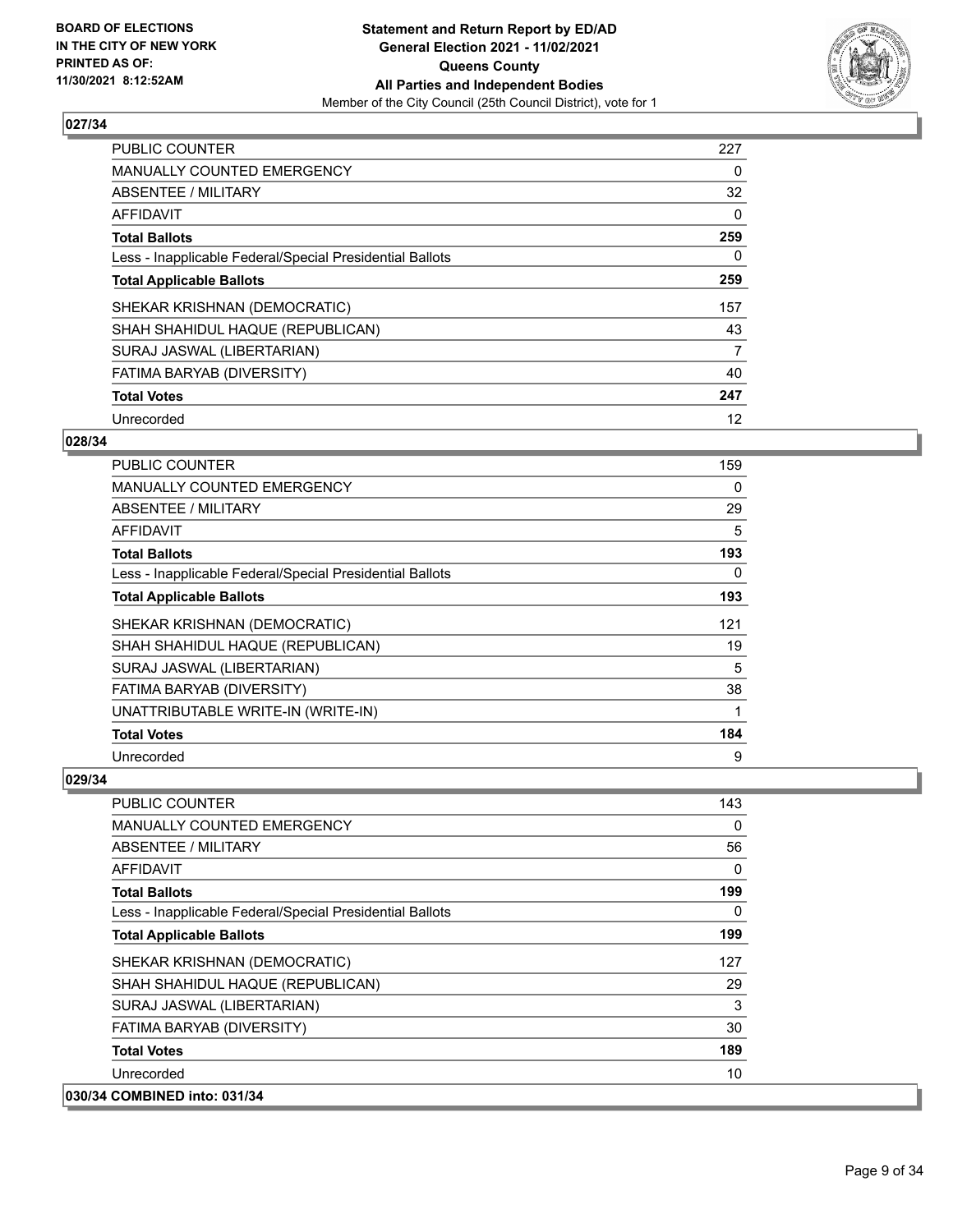## 027/34

| | |
|---|---|
| PUBLIC COUNTER | 227 |
| MANUALLY COUNTED EMERGENCY | 0 |
| ABSENTEE / MILITARY | 32 |
| AFFIDAVIT | 0 |
| **Total Ballots** | **259** |
| Less - Inapplicable Federal/Special Presidential Ballots | 0 |
| **Total Applicable Ballots** | **259** |
| SHEKAR KRISHNAN (DEMOCRATIC) | 157 |
| SHAH SHAHIDUL HAQUE (REPUBLICAN) | 43 |
| SURAJ JASWAL (LIBERTARIAN) | 7 |
| FATIMA BARYAB (DIVERSITY) | 40 |
| **Total Votes** | **247** |
| Unrecorded | 12 |

## 028/34

| | |
|---|---|
| PUBLIC COUNTER | 159 |
| MANUALLY COUNTED EMERGENCY | 0 |
| ABSENTEE / MILITARY | 29 |
| AFFIDAVIT | 5 |
| **Total Ballots** | **193** |
| Less - Inapplicable Federal/Special Presidential Ballots | 0 |
| **Total Applicable Ballots** | **193** |
| SHEKAR KRISHNAN (DEMOCRATIC) | 121 |
| SHAH SHAHIDUL HAQUE (REPUBLICAN) | 19 |
| SURAJ JASWAL (LIBERTARIAN) | 5 |
| FATIMA BARYAB (DIVERSITY) | 38 |
| UNATTRIBUTABLE WRITE-IN (WRITE-IN) | 1 |
| **Total Votes** | **184** |
| Unrecorded | 9 |

## 029/34

| | |
|---|---|
| PUBLIC COUNTER | 143 |
| MANUALLY COUNTED EMERGENCY | 0 |
| ABSENTEE / MILITARY | 56 |
| AFFIDAVIT | 0 |
| **Total Ballots** | **199** |
| Less - Inapplicable Federal/Special Presidential Ballots | 0 |
| **Total Applicable Ballots** | **199** |
| SHEKAR KRISHNAN (DEMOCRATIC) | 127 |
| SHAH SHAHIDUL HAQUE (REPUBLICAN) | 29 |
| SURAJ JASWAL (LIBERTARIAN) | 3 |
| FATIMA BARYAB (DIVERSITY) | 30 |
| **Total Votes** | **189** |
| Unrecorded | 10 |

## 030/34 COMBINED into: 031/34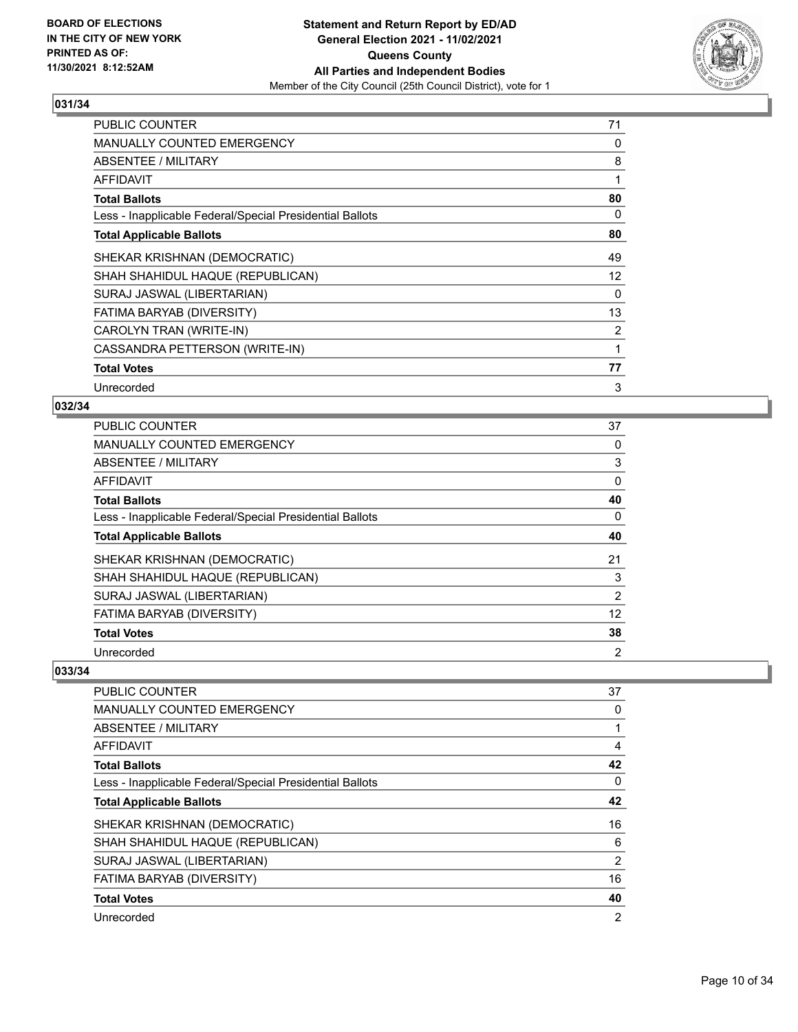**Statement and Return Report by ED/AD**
**General Election 2021 - 11/02/2021**
**Queens County**
**All Parties and Independent Bodies**
Member of the City Council (25th Council District), vote for 1

BOARD OF ELECTIONS
IN THE CITY OF NEW YORK
PRINTED AS OF:
11/30/2021 8:12:52AM

### 031/34

| | |
|---|---|
| PUBLIC COUNTER | 71 |
| MANUALLY COUNTED EMERGENCY | 0 |
| ABSENTEE / MILITARY | 8 |
| AFFIDAVIT | 1 |
| **Total Ballots** | **80** |
| Less - Inapplicable Federal/Special Presidential Ballots | 0 |
| **Total Applicable Ballots** | **80** |
| SHEKAR KRISHNAN (DEMOCRATIC) | 49 |
| SHAH SHAHIDUL HAQUE (REPUBLICAN) | 12 |
| SURAJ JASWAL (LIBERTARIAN) | 0 |
| FATIMA BARYAB (DIVERSITY) | 13 |
| CAROLYN TRAN (WRITE-IN) | 2 |
| CASSANDRA PETTERSON (WRITE-IN) | 1 |
| **Total Votes** | **77** |
| Unrecorded | 3 |

### 032/34

| | |
|---|---|
| PUBLIC COUNTER | 37 |
| MANUALLY COUNTED EMERGENCY | 0 |
| ABSENTEE / MILITARY | 3 |
| AFFIDAVIT | 0 |
| **Total Ballots** | **40** |
| Less - Inapplicable Federal/Special Presidential Ballots | 0 |
| **Total Applicable Ballots** | **40** |
| SHEKAR KRISHNAN (DEMOCRATIC) | 21 |
| SHAH SHAHIDUL HAQUE (REPUBLICAN) | 3 |
| SURAJ JASWAL (LIBERTARIAN) | 2 |
| FATIMA BARYAB (DIVERSITY) | 12 |
| **Total Votes** | **38** |
| Unrecorded | 2 |

### 033/34

| | |
|---|---|
| PUBLIC COUNTER | 37 |
| MANUALLY COUNTED EMERGENCY | 0 |
| ABSENTEE / MILITARY | 1 |
| AFFIDAVIT | 4 |
| **Total Ballots** | **42** |
| Less - Inapplicable Federal/Special Presidential Ballots | 0 |
| **Total Applicable Ballots** | **42** |
| SHEKAR KRISHNAN (DEMOCRATIC) | 16 |
| SHAH SHAHIDUL HAQUE (REPUBLICAN) | 6 |
| SURAJ JASWAL (LIBERTARIAN) | 2 |
| FATIMA BARYAB (DIVERSITY) | 16 |
| **Total Votes** | **40** |
| Unrecorded | 2 |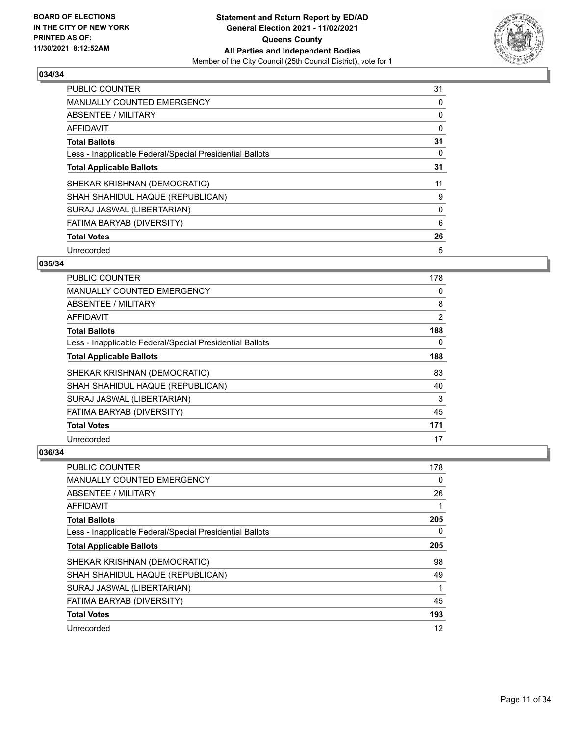## 034/34

| | |
|---|---|
| PUBLIC COUNTER | 31 |
| MANUALLY COUNTED EMERGENCY | 0 |
| ABSENTEE / MILITARY | 0 |
| AFFIDAVIT | 0 |
| **Total Ballots** | **31** |
| Less - Inapplicable Federal/Special Presidential Ballots | 0 |
| **Total Applicable Ballots** | **31** |
| SHEKAR KRISHNAN (DEMOCRATIC) | 11 |
| SHAH SHAHIDUL HAQUE (REPUBLICAN) | 9 |
| SURAJ JASWAL (LIBERTARIAN) | 0 |
| FATIMA BARYAB (DIVERSITY) | 6 |
| **Total Votes** | **26** |
| Unrecorded | 5 |

## 035/34

| | |
|---|---|
| PUBLIC COUNTER | 178 |
| MANUALLY COUNTED EMERGENCY | 0 |
| ABSENTEE / MILITARY | 8 |
| AFFIDAVIT | 2 |
| **Total Ballots** | **188** |
| Less - Inapplicable Federal/Special Presidential Ballots | 0 |
| **Total Applicable Ballots** | **188** |
| SHEKAR KRISHNAN (DEMOCRATIC) | 83 |
| SHAH SHAHIDUL HAQUE (REPUBLICAN) | 40 |
| SURAJ JASWAL (LIBERTARIAN) | 3 |
| FATIMA BARYAB (DIVERSITY) | 45 |
| **Total Votes** | **171** |
| Unrecorded | 17 |

## 036/34

| | |
|---|---|
| PUBLIC COUNTER | 178 |
| MANUALLY COUNTED EMERGENCY | 0 |
| ABSENTEE / MILITARY | 26 |
| AFFIDAVIT | 1 |
| **Total Ballots** | **205** |
| Less - Inapplicable Federal/Special Presidential Ballots | 0 |
| **Total Applicable Ballots** | **205** |
| SHEKAR KRISHNAN (DEMOCRATIC) | 98 |
| SHAH SHAHIDUL HAQUE (REPUBLICAN) | 49 |
| SURAJ JASWAL (LIBERTARIAN) | 1 |
| FATIMA BARYAB (DIVERSITY) | 45 |
| **Total Votes** | **193** |
| Unrecorded | 12 |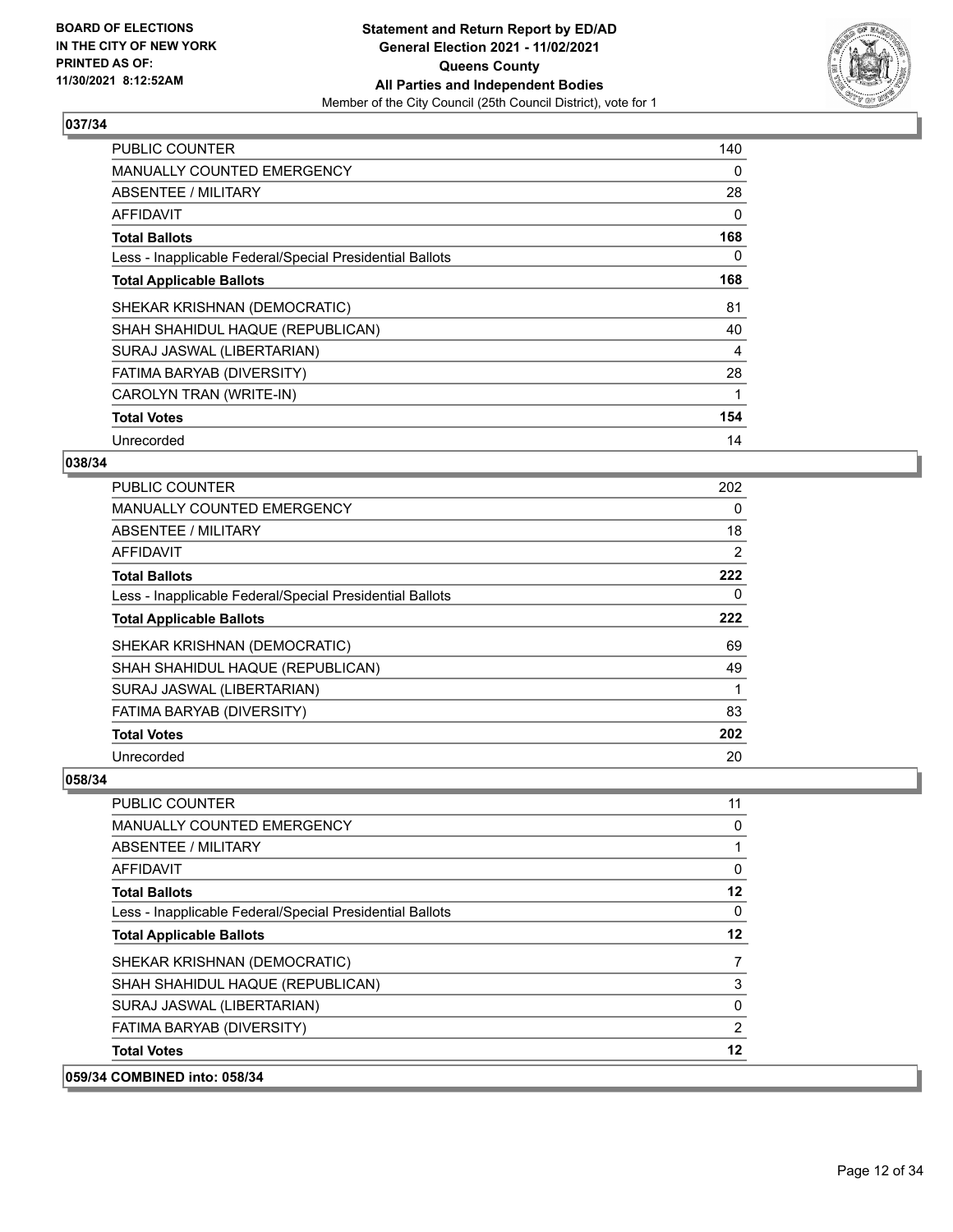## 037/34

| | |
|---|---|
| PUBLIC COUNTER | 140 |
| MANUALLY COUNTED EMERGENCY | 0 |
| ABSENTEE / MILITARY | 28 |
| AFFIDAVIT | 0 |
| **Total Ballots** | **168** |
| Less - Inapplicable Federal/Special Presidential Ballots | 0 |
| **Total Applicable Ballots** | **168** |
| SHEKAR KRISHNAN (DEMOCRATIC) | 81 |
| SHAH SHAHIDUL HAQUE (REPUBLICAN) | 40 |
| SURAJ JASWAL (LIBERTARIAN) | 4 |
| FATIMA BARYAB (DIVERSITY) | 28 |
| CAROLYN TRAN (WRITE-IN) | 1 |
| **Total Votes** | **154** |
| Unrecorded | 14 |

## 038/34

| | |
|---|---|
| PUBLIC COUNTER | 202 |
| MANUALLY COUNTED EMERGENCY | 0 |
| ABSENTEE / MILITARY | 18 |
| AFFIDAVIT | 2 |
| **Total Ballots** | **222** |
| Less - Inapplicable Federal/Special Presidential Ballots | 0 |
| **Total Applicable Ballots** | **222** |
| SHEKAR KRISHNAN (DEMOCRATIC) | 69 |
| SHAH SHAHIDUL HAQUE (REPUBLICAN) | 49 |
| SURAJ JASWAL (LIBERTARIAN) | 1 |
| FATIMA BARYAB (DIVERSITY) | 83 |
| **Total Votes** | **202** |
| Unrecorded | 20 |

## 058/34

| | |
|---|---|
| PUBLIC COUNTER | 11 |
| MANUALLY COUNTED EMERGENCY | 0 |
| ABSENTEE / MILITARY | 1 |
| AFFIDAVIT | 0 |
| **Total Ballots** | **12** |
| Less - Inapplicable Federal/Special Presidential Ballots | 0 |
| **Total Applicable Ballots** | **12** |
| SHEKAR KRISHNAN (DEMOCRATIC) | 7 |
| SHAH SHAHIDUL HAQUE (REPUBLICAN) | 3 |
| SURAJ JASWAL (LIBERTARIAN) | 0 |
| FATIMA BARYAB (DIVERSITY) | 2 |
| **Total Votes** | **12** |

## 059/34 COMBINED into: 058/34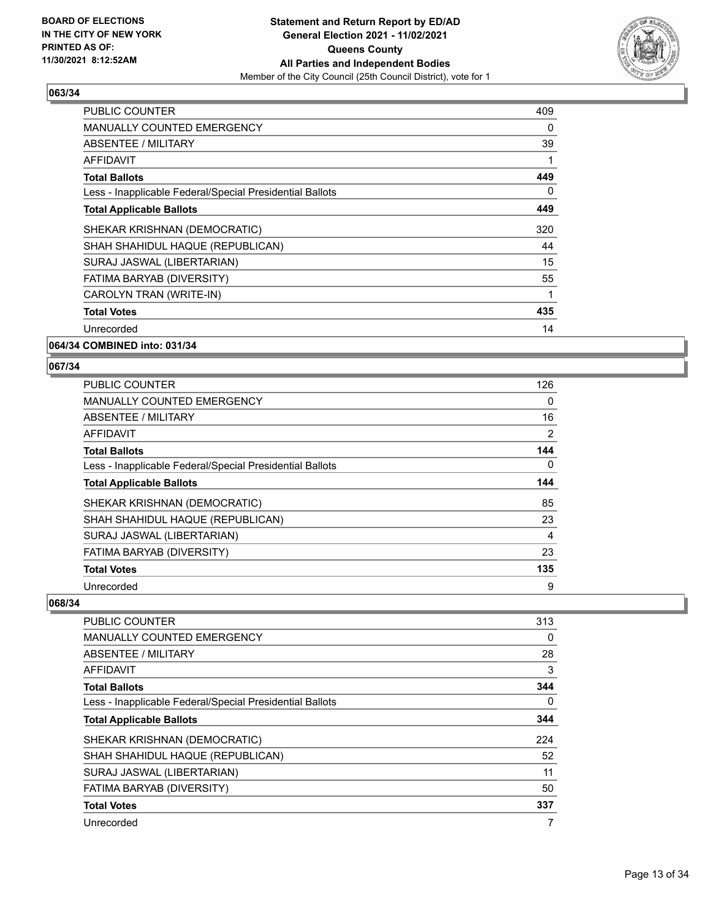## 063/34

| | |
|---|---|
| PUBLIC COUNTER | 409 |
| MANUALLY COUNTED EMERGENCY | 0 |
| ABSENTEE / MILITARY | 39 |
| AFFIDAVIT | 1 |
| **Total Ballots** | **449** |
| Less - Inapplicable Federal/Special Presidential Ballots | 0 |
| **Total Applicable Ballots** | **449** |
| SHEKAR KRISHNAN (DEMOCRATIC) | 320 |
| SHAH SHAHIDUL HAQUE (REPUBLICAN) | 44 |
| SURAJ JASWAL (LIBERTARIAN) | 15 |
| FATIMA BARYAB (DIVERSITY) | 55 |
| CAROLYN TRAN (WRITE-IN) | 1 |
| **Total Votes** | **435** |
| Unrecorded | 14 |

## 064/34 COMBINED into: 031/34

## 067/34

| | |
|---|---|
| PUBLIC COUNTER | 126 |
| MANUALLY COUNTED EMERGENCY | 0 |
| ABSENTEE / MILITARY | 16 |
| AFFIDAVIT | 2 |
| **Total Ballots** | **144** |
| Less - Inapplicable Federal/Special Presidential Ballots | 0 |
| **Total Applicable Ballots** | **144** |
| SHEKAR KRISHNAN (DEMOCRATIC) | 85 |
| SHAH SHAHIDUL HAQUE (REPUBLICAN) | 23 |
| SURAJ JASWAL (LIBERTARIAN) | 4 |
| FATIMA BARYAB (DIVERSITY) | 23 |
| **Total Votes** | **135** |
| Unrecorded | 9 |

## 068/34

| | |
|---|---|
| PUBLIC COUNTER | 313 |
| MANUALLY COUNTED EMERGENCY | 0 |
| ABSENTEE / MILITARY | 28 |
| AFFIDAVIT | 3 |
| **Total Ballots** | **344** |
| Less - Inapplicable Federal/Special Presidential Ballots | 0 |
| **Total Applicable Ballots** | **344** |
| SHEKAR KRISHNAN (DEMOCRATIC) | 224 |
| SHAH SHAHIDUL HAQUE (REPUBLICAN) | 52 |
| SURAJ JASWAL (LIBERTARIAN) | 11 |
| FATIMA BARYAB (DIVERSITY) | 50 |
| **Total Votes** | **337** |
| Unrecorded | 7 |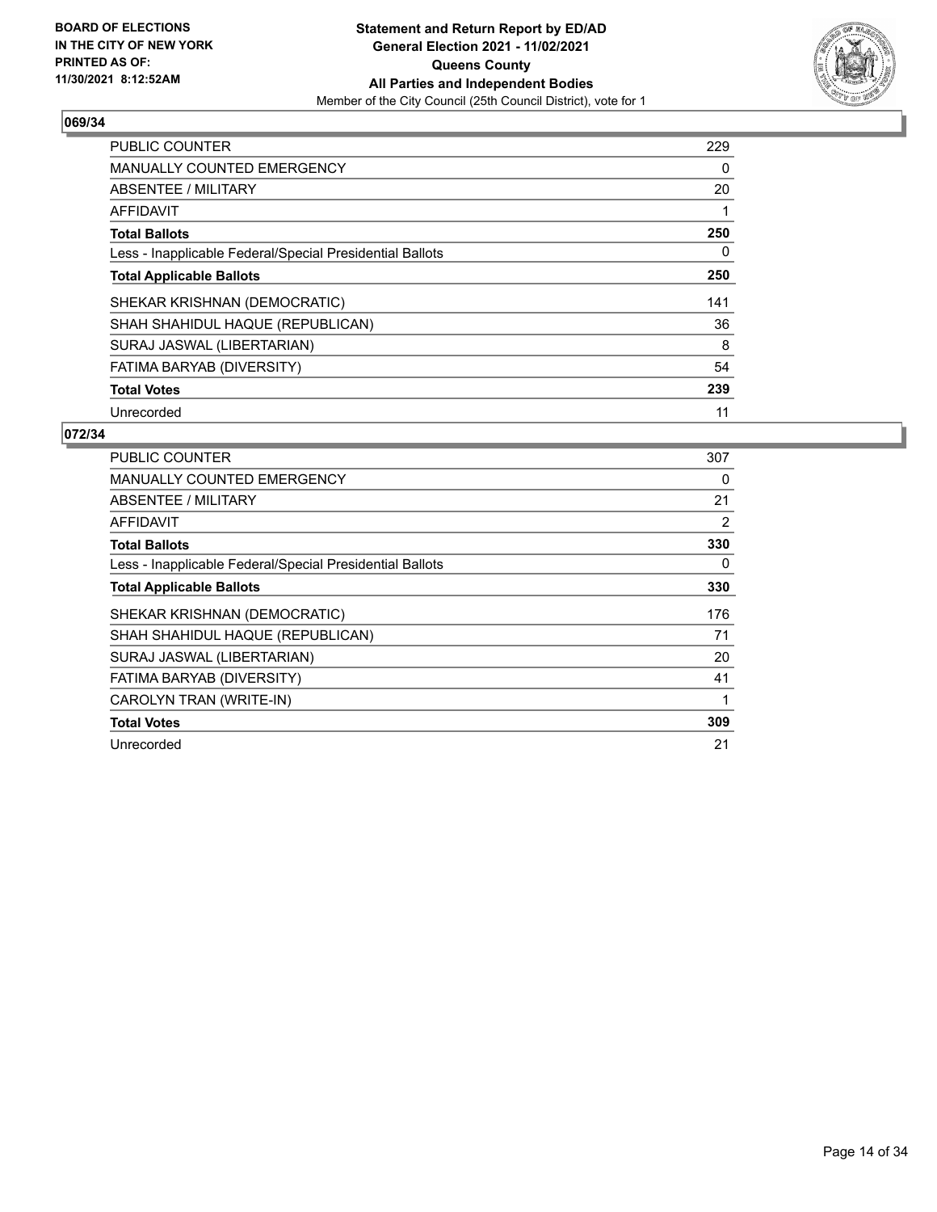**BOARD OF ELECTIONS IN THE CITY OF NEW YORK PRINTED AS OF: 11/30/2021 8:12:52AM**

**Statement and Return Report by ED/AD General Election 2021 - 11/02/2021 Queens County All Parties and Independent Bodies**

Member of the City Council (25th Council District), vote for 1

## 069/34

| | |
|---|---|
| PUBLIC COUNTER | 229 |
| MANUALLY COUNTED EMERGENCY | 0 |
| ABSENTEE / MILITARY | 20 |
| AFFIDAVIT | 1 |
| **Total Ballots** | **250** |
| Less - Inapplicable Federal/Special Presidential Ballots | 0 |
| **Total Applicable Ballots** | **250** |
| SHEKAR KRISHNAN (DEMOCRATIC) | 141 |
| SHAH SHAHIDUL HAQUE (REPUBLICAN) | 36 |
| SURAJ JASWAL (LIBERTARIAN) | 8 |
| FATIMA BARYAB (DIVERSITY) | 54 |
| **Total Votes** | **239** |
| Unrecorded | 11 |

## 072/34

| | |
|---|---|
| PUBLIC COUNTER | 307 |
| MANUALLY COUNTED EMERGENCY | 0 |
| ABSENTEE / MILITARY | 21 |
| AFFIDAVIT | 2 |
| **Total Ballots** | **330** |
| Less - Inapplicable Federal/Special Presidential Ballots | 0 |
| **Total Applicable Ballots** | **330** |
| SHEKAR KRISHNAN (DEMOCRATIC) | 176 |
| SHAH SHAHIDUL HAQUE (REPUBLICAN) | 71 |
| SURAJ JASWAL (LIBERTARIAN) | 20 |
| FATIMA BARYAB (DIVERSITY) | 41 |
| CAROLYN TRAN (WRITE-IN) | 1 |
| **Total Votes** | **309** |
| Unrecorded | 21 |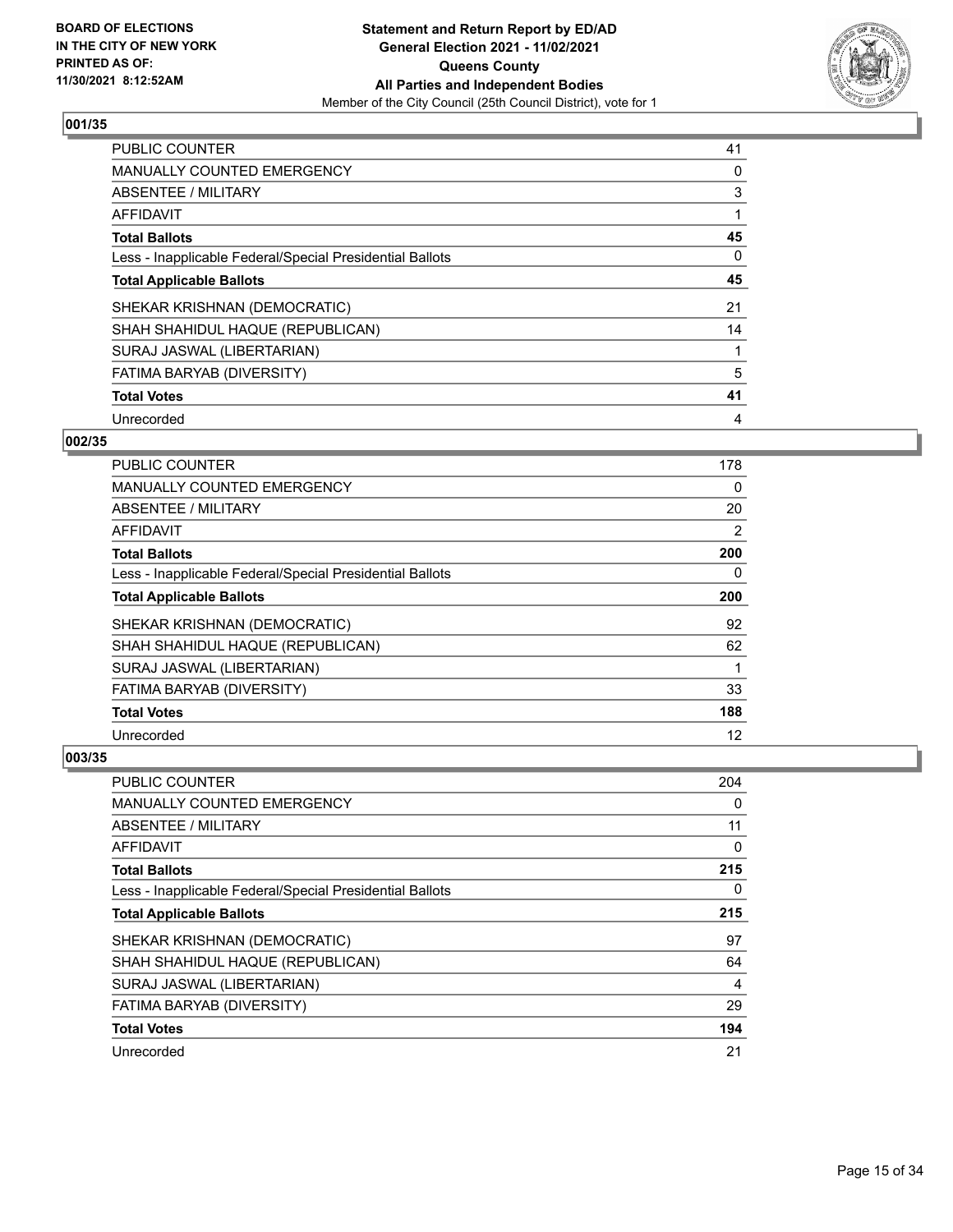## 001/35

| | |
|---|---|
| PUBLIC COUNTER | 41 |
| MANUALLY COUNTED EMERGENCY | 0 |
| ABSENTEE / MILITARY | 3 |
| AFFIDAVIT | 1 |
| **Total Ballots** | **45** |
| Less - Inapplicable Federal/Special Presidential Ballots | 0 |
| **Total Applicable Ballots** | **45** |
| SHEKAR KRISHNAN (DEMOCRATIC) | 21 |
| SHAH SHAHIDUL HAQUE (REPUBLICAN) | 14 |
| SURAJ JASWAL (LIBERTARIAN) | 1 |
| FATIMA BARYAB (DIVERSITY) | 5 |
| **Total Votes** | **41** |
| Unrecorded | 4 |

## 002/35

| | |
|---|---|
| PUBLIC COUNTER | 178 |
| MANUALLY COUNTED EMERGENCY | 0 |
| ABSENTEE / MILITARY | 20 |
| AFFIDAVIT | 2 |
| **Total Ballots** | **200** |
| Less - Inapplicable Federal/Special Presidential Ballots | 0 |
| **Total Applicable Ballots** | **200** |
| SHEKAR KRISHNAN (DEMOCRATIC) | 92 |
| SHAH SHAHIDUL HAQUE (REPUBLICAN) | 62 |
| SURAJ JASWAL (LIBERTARIAN) | 1 |
| FATIMA BARYAB (DIVERSITY) | 33 |
| **Total Votes** | **188** |
| Unrecorded | 12 |

## 003/35

| | |
|---|---|
| PUBLIC COUNTER | 204 |
| MANUALLY COUNTED EMERGENCY | 0 |
| ABSENTEE / MILITARY | 11 |
| AFFIDAVIT | 0 |
| **Total Ballots** | **215** |
| Less - Inapplicable Federal/Special Presidential Ballots | 0 |
| **Total Applicable Ballots** | **215** |
| SHEKAR KRISHNAN (DEMOCRATIC) | 97 |
| SHAH SHAHIDUL HAQUE (REPUBLICAN) | 64 |
| SURAJ JASWAL (LIBERTARIAN) | 4 |
| FATIMA BARYAB (DIVERSITY) | 29 |
| **Total Votes** | **194** |
| Unrecorded | 21 |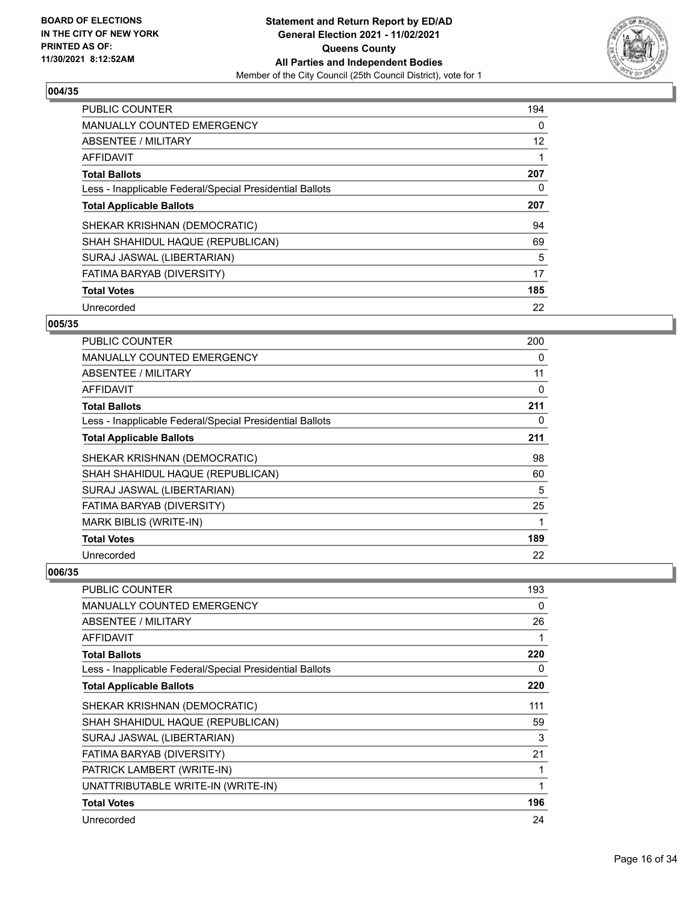**BOARD OF ELECTIONS IN THE CITY OF NEW YORK PRINTED AS OF: 11/30/2021 8:12:52AM**

**Statement and Return Report by ED/AD**
**General Election 2021 - 11/02/2021**
**Queens County**
**All Parties and Independent Bodies**
Member of the City Council (25th Council District), vote for 1

### 004/35

| | |
|---|---|
| PUBLIC COUNTER | 194 |
| MANUALLY COUNTED EMERGENCY | 0 |
| ABSENTEE / MILITARY | 12 |
| AFFIDAVIT | 1 |
| **Total Ballots** | **207** |
| Less - Inapplicable Federal/Special Presidential Ballots | 0 |
| **Total Applicable Ballots** | **207** |
| SHEKAR KRISHNAN (DEMOCRATIC) | 94 |
| SHAH SHAHIDUL HAQUE (REPUBLICAN) | 69 |
| SURAJ JASWAL (LIBERTARIAN) | 5 |
| FATIMA BARYAB (DIVERSITY) | 17 |
| **Total Votes** | **185** |
| Unrecorded | 22 |

### 005/35

| | |
|---|---|
| PUBLIC COUNTER | 200 |
| MANUALLY COUNTED EMERGENCY | 0 |
| ABSENTEE / MILITARY | 11 |
| AFFIDAVIT | 0 |
| **Total Ballots** | **211** |
| Less - Inapplicable Federal/Special Presidential Ballots | 0 |
| **Total Applicable Ballots** | **211** |
| SHEKAR KRISHNAN (DEMOCRATIC) | 98 |
| SHAH SHAHIDUL HAQUE (REPUBLICAN) | 60 |
| SURAJ JASWAL (LIBERTARIAN) | 5 |
| FATIMA BARYAB (DIVERSITY) | 25 |
| MARK BIBLIS (WRITE-IN) | 1 |
| **Total Votes** | **189** |
| Unrecorded | 22 |

### 006/35

| | |
|---|---|
| PUBLIC COUNTER | 193 |
| MANUALLY COUNTED EMERGENCY | 0 |
| ABSENTEE / MILITARY | 26 |
| AFFIDAVIT | 1 |
| **Total Ballots** | **220** |
| Less - Inapplicable Federal/Special Presidential Ballots | 0 |
| **Total Applicable Ballots** | **220** |
| SHEKAR KRISHNAN (DEMOCRATIC) | 111 |
| SHAH SHAHIDUL HAQUE (REPUBLICAN) | 59 |
| SURAJ JASWAL (LIBERTARIAN) | 3 |
| FATIMA BARYAB (DIVERSITY) | 21 |
| PATRICK LAMBERT (WRITE-IN) | 1 |
| UNATTRIBUTABLE WRITE-IN (WRITE-IN) | 1 |
| **Total Votes** | **196** |
| Unrecorded | 24 |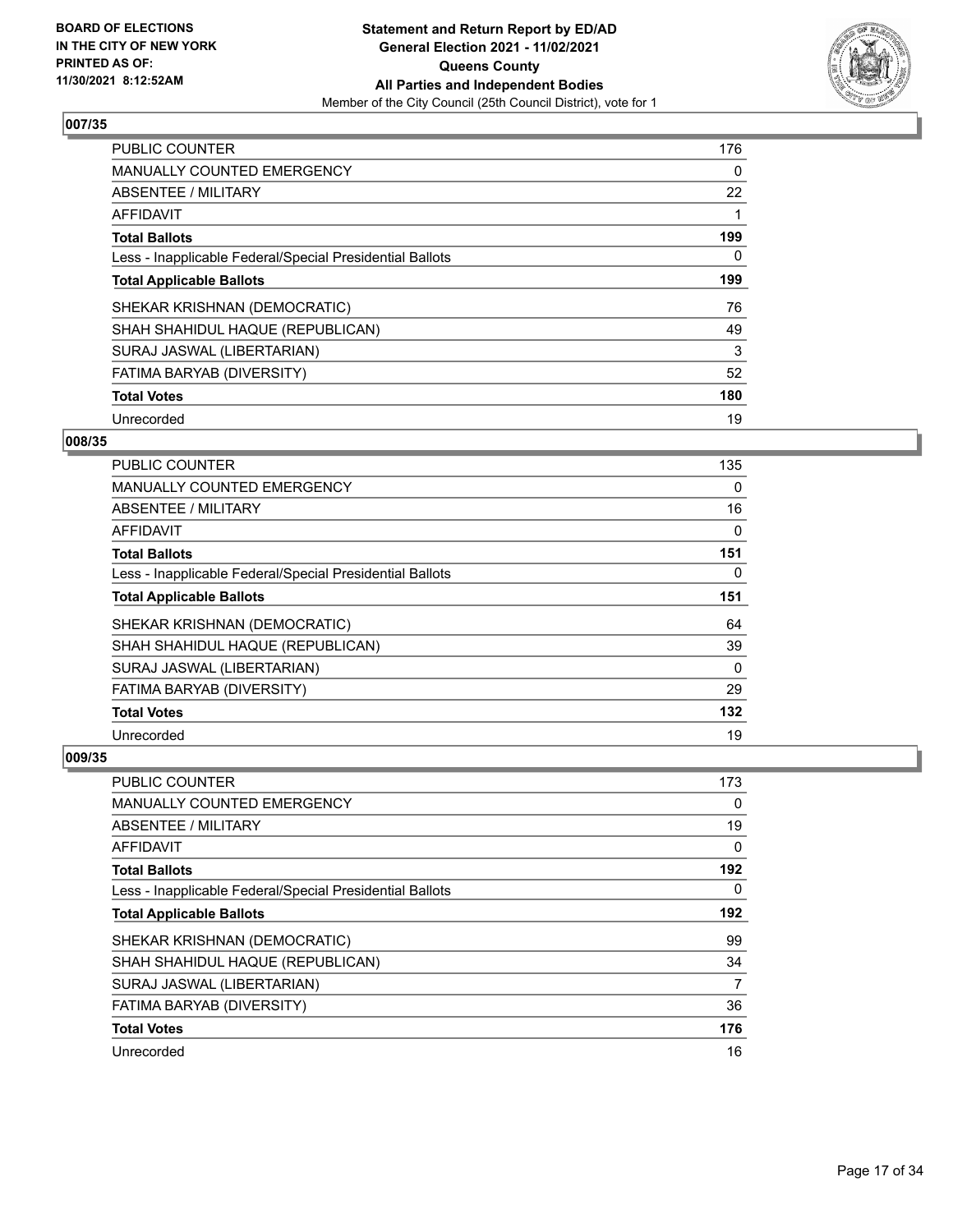## 007/35

| | |
|---|---|
| PUBLIC COUNTER | 176 |
| MANUALLY COUNTED EMERGENCY | 0 |
| ABSENTEE / MILITARY | 22 |
| AFFIDAVIT | 1 |
| **Total Ballots** | **199** |
| Less - Inapplicable Federal/Special Presidential Ballots | 0 |
| **Total Applicable Ballots** | **199** |
| SHEKAR KRISHNAN (DEMOCRATIC) | 76 |
| SHAH SHAHIDUL HAQUE (REPUBLICAN) | 49 |
| SURAJ JASWAL (LIBERTARIAN) | 3 |
| FATIMA BARYAB (DIVERSITY) | 52 |
| **Total Votes** | **180** |
| Unrecorded | 19 |

## 008/35

| | |
|---|---|
| PUBLIC COUNTER | 135 |
| MANUALLY COUNTED EMERGENCY | 0 |
| ABSENTEE / MILITARY | 16 |
| AFFIDAVIT | 0 |
| **Total Ballots** | **151** |
| Less - Inapplicable Federal/Special Presidential Ballots | 0 |
| **Total Applicable Ballots** | **151** |
| SHEKAR KRISHNAN (DEMOCRATIC) | 64 |
| SHAH SHAHIDUL HAQUE (REPUBLICAN) | 39 |
| SURAJ JASWAL (LIBERTARIAN) | 0 |
| FATIMA BARYAB (DIVERSITY) | 29 |
| **Total Votes** | **132** |
| Unrecorded | 19 |

## 009/35

| | |
|---|---|
| PUBLIC COUNTER | 173 |
| MANUALLY COUNTED EMERGENCY | 0 |
| ABSENTEE / MILITARY | 19 |
| AFFIDAVIT | 0 |
| **Total Ballots** | **192** |
| Less - Inapplicable Federal/Special Presidential Ballots | 0 |
| **Total Applicable Ballots** | **192** |
| SHEKAR KRISHNAN (DEMOCRATIC) | 99 |
| SHAH SHAHIDUL HAQUE (REPUBLICAN) | 34 |
| SURAJ JASWAL (LIBERTARIAN) | 7 |
| FATIMA BARYAB (DIVERSITY) | 36 |
| **Total Votes** | **176** |
| Unrecorded | 16 |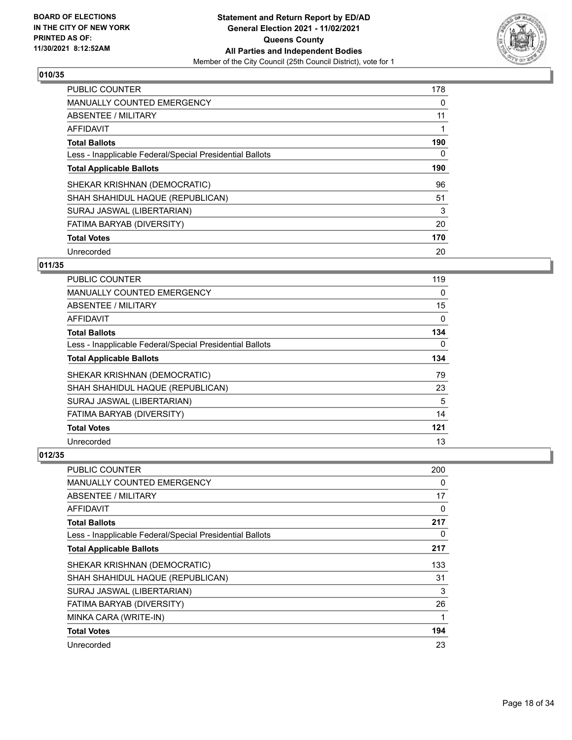## 010/35

| | |
|---|---|
| PUBLIC COUNTER | 178 |
| MANUALLY COUNTED EMERGENCY | 0 |
| ABSENTEE / MILITARY | 11 |
| AFFIDAVIT | 1 |
| **Total Ballots** | **190** |
| Less - Inapplicable Federal/Special Presidential Ballots | 0 |
| **Total Applicable Ballots** | **190** |
| SHEKAR KRISHNAN (DEMOCRATIC) | 96 |
| SHAH SHAHIDUL HAQUE (REPUBLICAN) | 51 |
| SURAJ JASWAL (LIBERTARIAN) | 3 |
| FATIMA BARYAB (DIVERSITY) | 20 |
| **Total Votes** | **170** |
| Unrecorded | 20 |

## 011/35

| | |
|---|---|
| PUBLIC COUNTER | 119 |
| MANUALLY COUNTED EMERGENCY | 0 |
| ABSENTEE / MILITARY | 15 |
| AFFIDAVIT | 0 |
| **Total Ballots** | **134** |
| Less - Inapplicable Federal/Special Presidential Ballots | 0 |
| **Total Applicable Ballots** | **134** |
| SHEKAR KRISHNAN (DEMOCRATIC) | 79 |
| SHAH SHAHIDUL HAQUE (REPUBLICAN) | 23 |
| SURAJ JASWAL (LIBERTARIAN) | 5 |
| FATIMA BARYAB (DIVERSITY) | 14 |
| **Total Votes** | **121** |
| Unrecorded | 13 |

## 012/35

| | |
|---|---|
| PUBLIC COUNTER | 200 |
| MANUALLY COUNTED EMERGENCY | 0 |
| ABSENTEE / MILITARY | 17 |
| AFFIDAVIT | 0 |
| **Total Ballots** | **217** |
| Less - Inapplicable Federal/Special Presidential Ballots | 0 |
| **Total Applicable Ballots** | **217** |
| SHEKAR KRISHNAN (DEMOCRATIC) | 133 |
| SHAH SHAHIDUL HAQUE (REPUBLICAN) | 31 |
| SURAJ JASWAL (LIBERTARIAN) | 3 |
| FATIMA BARYAB (DIVERSITY) | 26 |
| MINKA CARA (WRITE-IN) | 1 |
| **Total Votes** | **194** |
| Unrecorded | 23 |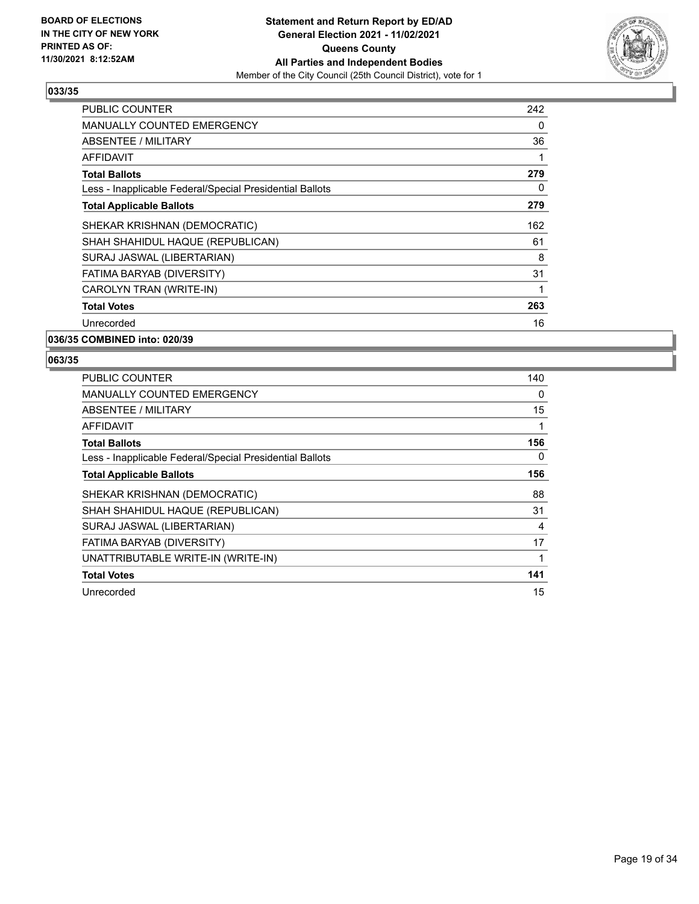**BOARD OF ELECTIONS IN THE CITY OF NEW YORK PRINTED AS OF: 11/30/2021 8:12:52AM**

**Statement and Return Report by ED/AD General Election 2021 - 11/02/2021 Queens County All Parties and Independent Bodies**

Member of the City Council (25th Council District), vote for 1

### 033/35

| | |
|---|---|
| PUBLIC COUNTER | 242 |
| MANUALLY COUNTED EMERGENCY | 0 |
| ABSENTEE / MILITARY | 36 |
| AFFIDAVIT | 1 |
| **Total Ballots** | **279** |
| Less - Inapplicable Federal/Special Presidential Ballots | 0 |
| **Total Applicable Ballots** | **279** |
| SHEKAR KRISHNAN (DEMOCRATIC) | 162 |
| SHAH SHAHIDUL HAQUE (REPUBLICAN) | 61 |
| SURAJ JASWAL (LIBERTARIAN) | 8 |
| FATIMA BARYAB (DIVERSITY) | 31 |
| CAROLYN TRAN (WRITE-IN) | 1 |
| **Total Votes** | **263** |
| Unrecorded | 16 |

### 036/35 COMBINED into: 020/39

### 063/35

| | |
|---|---|
| PUBLIC COUNTER | 140 |
| MANUALLY COUNTED EMERGENCY | 0 |
| ABSENTEE / MILITARY | 15 |
| AFFIDAVIT | 1 |
| **Total Ballots** | **156** |
| Less - Inapplicable Federal/Special Presidential Ballots | 0 |
| **Total Applicable Ballots** | **156** |
| SHEKAR KRISHNAN (DEMOCRATIC) | 88 |
| SHAH SHAHIDUL HAQUE (REPUBLICAN) | 31 |
| SURAJ JASWAL (LIBERTARIAN) | 4 |
| FATIMA BARYAB (DIVERSITY) | 17 |
| UNATTRIBUTABLE WRITE-IN (WRITE-IN) | 1 |
| **Total Votes** | **141** |
| Unrecorded | 15 |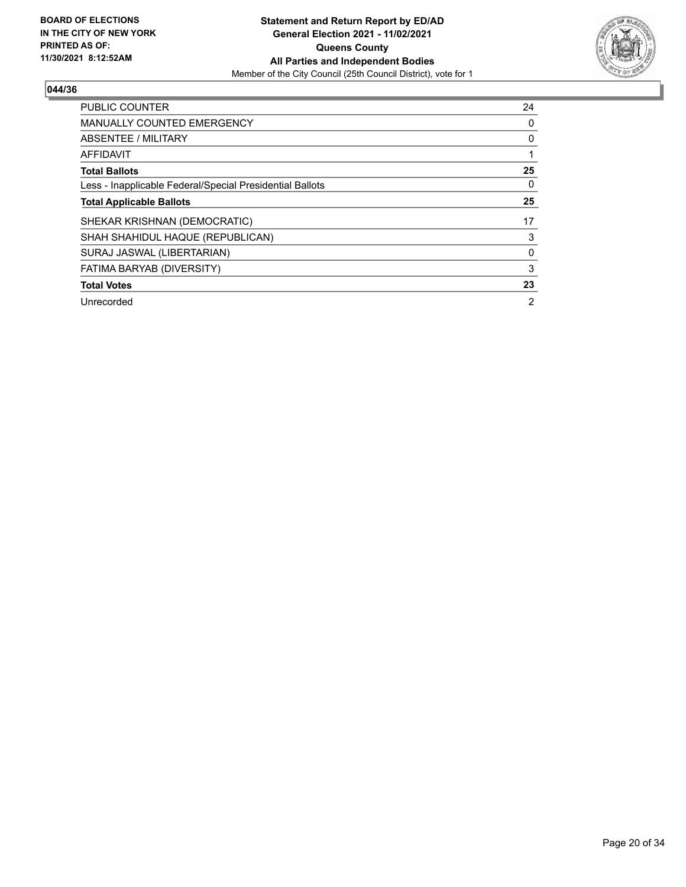**BOARD OF ELECTIONS IN THE CITY OF NEW YORK PRINTED AS OF: 11/30/2021 8:12:52AM**

**Statement and Return Report by ED/AD General Election 2021 - 11/02/2021 Queens County All Parties and Independent Bodies**

Member of the City Council (25th Council District), vote for 1

## 044/36

| | |
|---|---|
| PUBLIC COUNTER | 24 |
| MANUALLY COUNTED EMERGENCY | 0 |
| ABSENTEE / MILITARY | 0 |
| AFFIDAVIT | 1 |
| **Total Ballots** | **25** |
| Less - Inapplicable Federal/Special Presidential Ballots | 0 |
| **Total Applicable Ballots** | **25** |
| SHEKAR KRISHNAN (DEMOCRATIC) | 17 |
| SHAH SHAHIDUL HAQUE (REPUBLICAN) | 3 |
| SURAJ JASWAL (LIBERTARIAN) | 0 |
| FATIMA BARYAB (DIVERSITY) | 3 |
| **Total Votes** | **23** |
| Unrecorded | 2 |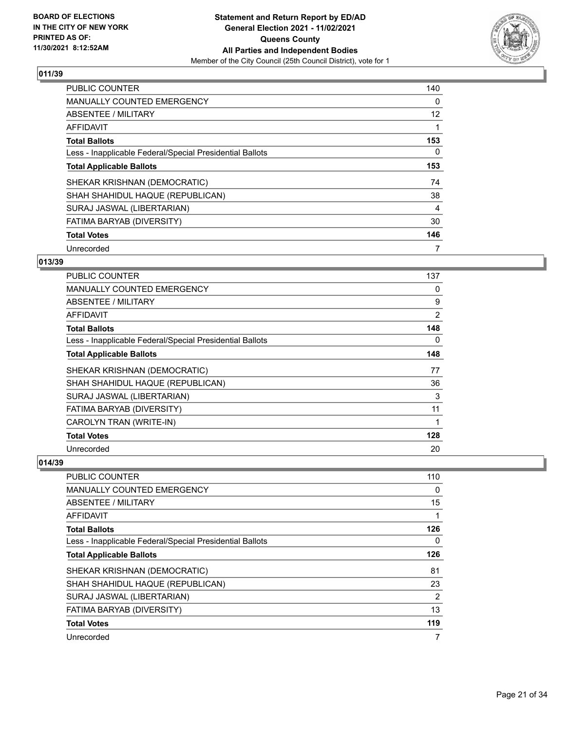## 011/39

| | |
|---|---|
| PUBLIC COUNTER | 140 |
| MANUALLY COUNTED EMERGENCY | 0 |
| ABSENTEE / MILITARY | 12 |
| AFFIDAVIT | 1 |
| **Total Ballots** | **153** |
| Less - Inapplicable Federal/Special Presidential Ballots | 0 |
| **Total Applicable Ballots** | **153** |
| SHEKAR KRISHNAN (DEMOCRATIC) | 74 |
| SHAH SHAHIDUL HAQUE (REPUBLICAN) | 38 |
| SURAJ JASWAL (LIBERTARIAN) | 4 |
| FATIMA BARYAB (DIVERSITY) | 30 |
| **Total Votes** | **146** |
| Unrecorded | 7 |

## 013/39

| | |
|---|---|
| PUBLIC COUNTER | 137 |
| MANUALLY COUNTED EMERGENCY | 0 |
| ABSENTEE / MILITARY | 9 |
| AFFIDAVIT | 2 |
| **Total Ballots** | **148** |
| Less - Inapplicable Federal/Special Presidential Ballots | 0 |
| **Total Applicable Ballots** | **148** |
| SHEKAR KRISHNAN (DEMOCRATIC) | 77 |
| SHAH SHAHIDUL HAQUE (REPUBLICAN) | 36 |
| SURAJ JASWAL (LIBERTARIAN) | 3 |
| FATIMA BARYAB (DIVERSITY) | 11 |
| CAROLYN TRAN (WRITE-IN) | 1 |
| **Total Votes** | **128** |
| Unrecorded | 20 |

## 014/39

| | |
|---|---|
| PUBLIC COUNTER | 110 |
| MANUALLY COUNTED EMERGENCY | 0 |
| ABSENTEE / MILITARY | 15 |
| AFFIDAVIT | 1 |
| **Total Ballots** | **126** |
| Less - Inapplicable Federal/Special Presidential Ballots | 0 |
| **Total Applicable Ballots** | **126** |
| SHEKAR KRISHNAN (DEMOCRATIC) | 81 |
| SHAH SHAHIDUL HAQUE (REPUBLICAN) | 23 |
| SURAJ JASWAL (LIBERTARIAN) | 2 |
| FATIMA BARYAB (DIVERSITY) | 13 |
| **Total Votes** | **119** |
| Unrecorded | 7 |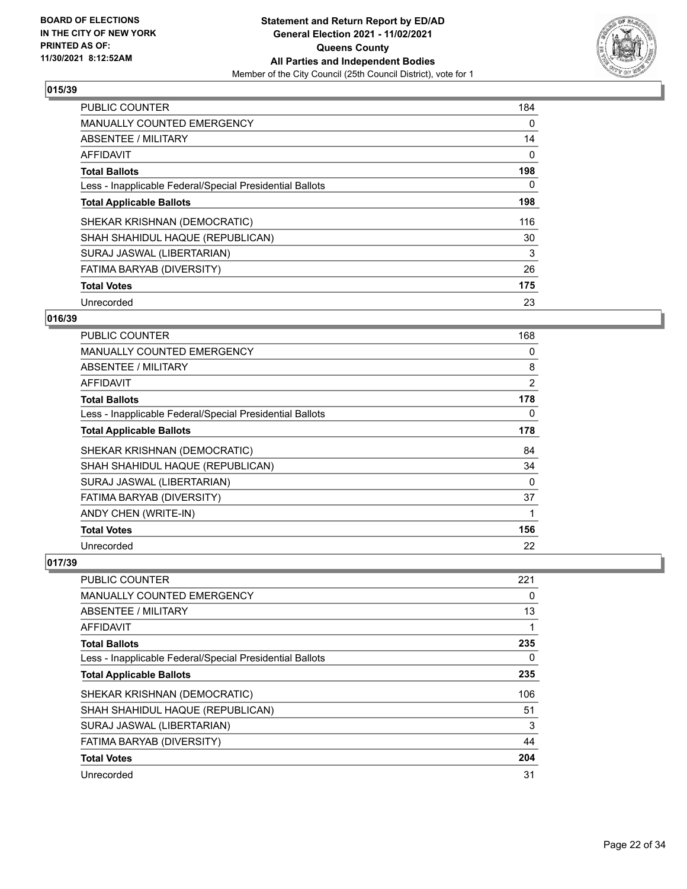### 015/39

| | |
|---|---|
| PUBLIC COUNTER | 184 |
| MANUALLY COUNTED EMERGENCY | 0 |
| ABSENTEE / MILITARY | 14 |
| AFFIDAVIT | 0 |
| **Total Ballots** | **198** |
| Less - Inapplicable Federal/Special Presidential Ballots | 0 |
| **Total Applicable Ballots** | **198** |
| SHEKAR KRISHNAN (DEMOCRATIC) | 116 |
| SHAH SHAHIDUL HAQUE (REPUBLICAN) | 30 |
| SURAJ JASWAL (LIBERTARIAN) | 3 |
| FATIMA BARYAB (DIVERSITY) | 26 |
| **Total Votes** | **175** |
| Unrecorded | 23 |

### 016/39

| | |
|---|---|
| PUBLIC COUNTER | 168 |
| MANUALLY COUNTED EMERGENCY | 0 |
| ABSENTEE / MILITARY | 8 |
| AFFIDAVIT | 2 |
| **Total Ballots** | **178** |
| Less - Inapplicable Federal/Special Presidential Ballots | 0 |
| **Total Applicable Ballots** | **178** |
| SHEKAR KRISHNAN (DEMOCRATIC) | 84 |
| SHAH SHAHIDUL HAQUE (REPUBLICAN) | 34 |
| SURAJ JASWAL (LIBERTARIAN) | 0 |
| FATIMA BARYAB (DIVERSITY) | 37 |
| ANDY CHEN (WRITE-IN) | 1 |
| **Total Votes** | **156** |
| Unrecorded | 22 |

### 017/39

| | |
|---|---|
| PUBLIC COUNTER | 221 |
| MANUALLY COUNTED EMERGENCY | 0 |
| ABSENTEE / MILITARY | 13 |
| AFFIDAVIT | 1 |
| **Total Ballots** | **235** |
| Less - Inapplicable Federal/Special Presidential Ballots | 0 |
| **Total Applicable Ballots** | **235** |
| SHEKAR KRISHNAN (DEMOCRATIC) | 106 |
| SHAH SHAHIDUL HAQUE (REPUBLICAN) | 51 |
| SURAJ JASWAL (LIBERTARIAN) | 3 |
| FATIMA BARYAB (DIVERSITY) | 44 |
| **Total Votes** | **204** |
| Unrecorded | 31 |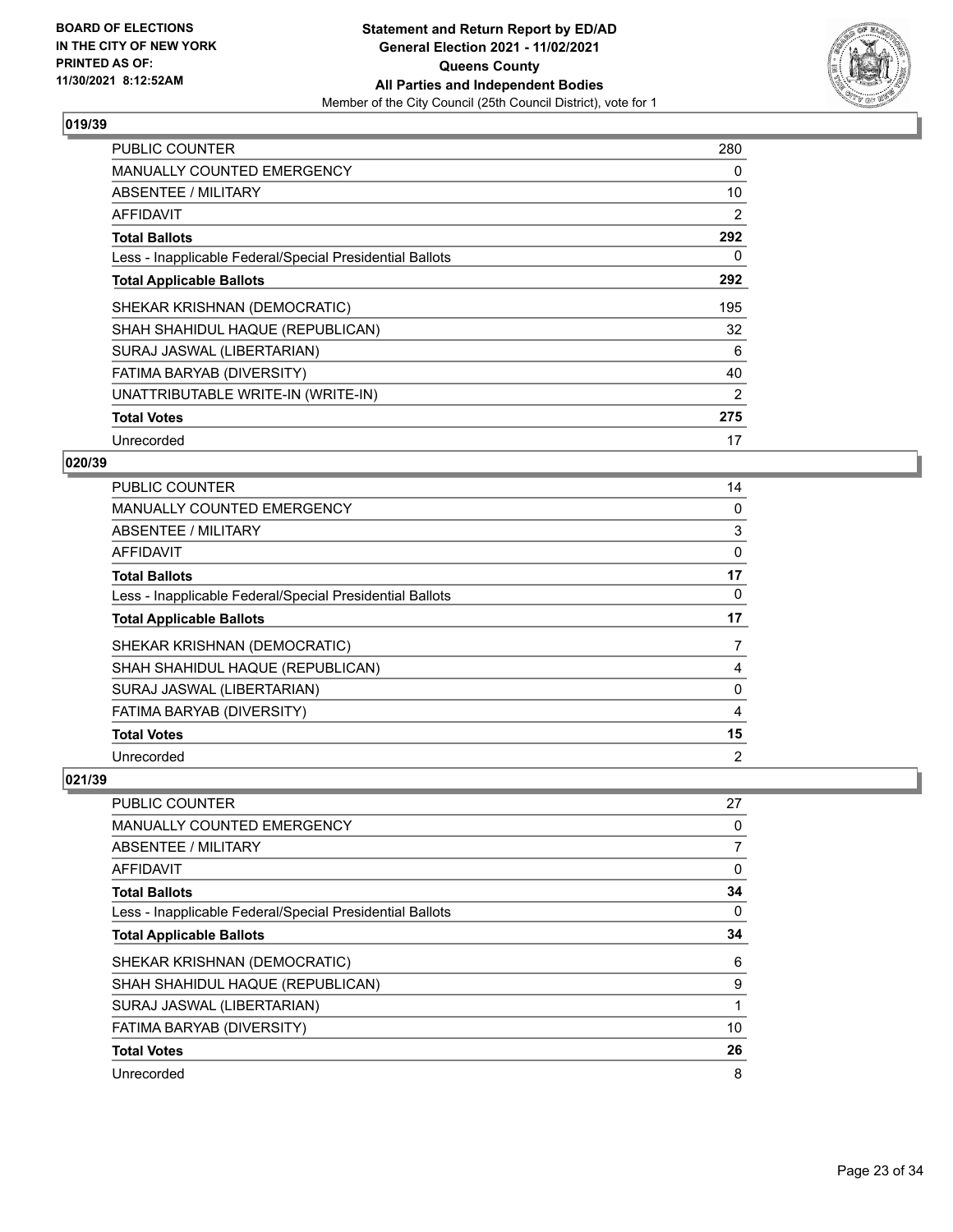**BOARD OF ELECTIONS IN THE CITY OF NEW YORK PRINTED AS OF: 11/30/2021 8:12:52AM**

**Statement and Return Report by ED/AD**
**General Election 2021 - 11/02/2021**
**Queens County**
**All Parties and Independent Bodies**
Member of the City Council (25th Council District), vote for 1

### 019/39

| | |
|---|---|
| PUBLIC COUNTER | 280 |
| MANUALLY COUNTED EMERGENCY | 0 |
| ABSENTEE / MILITARY | 10 |
| AFFIDAVIT | 2 |
| **Total Ballots** | **292** |
| Less - Inapplicable Federal/Special Presidential Ballots | 0 |
| **Total Applicable Ballots** | **292** |
| SHEKAR KRISHNAN (DEMOCRATIC) | 195 |
| SHAH SHAHIDUL HAQUE (REPUBLICAN) | 32 |
| SURAJ JASWAL (LIBERTARIAN) | 6 |
| FATIMA BARYAB (DIVERSITY) | 40 |
| UNATTRIBUTABLE WRITE-IN (WRITE-IN) | 2 |
| **Total Votes** | **275** |
| Unrecorded | 17 |

### 020/39

| | |
|---|---|
| PUBLIC COUNTER | 14 |
| MANUALLY COUNTED EMERGENCY | 0 |
| ABSENTEE / MILITARY | 3 |
| AFFIDAVIT | 0 |
| **Total Ballots** | **17** |
| Less - Inapplicable Federal/Special Presidential Ballots | 0 |
| **Total Applicable Ballots** | **17** |
| SHEKAR KRISHNAN (DEMOCRATIC) | 7 |
| SHAH SHAHIDUL HAQUE (REPUBLICAN) | 4 |
| SURAJ JASWAL (LIBERTARIAN) | 0 |
| FATIMA BARYAB (DIVERSITY) | 4 |
| **Total Votes** | **15** |
| Unrecorded | 2 |

### 021/39

| | |
|---|---|
| PUBLIC COUNTER | 27 |
| MANUALLY COUNTED EMERGENCY | 0 |
| ABSENTEE / MILITARY | 7 |
| AFFIDAVIT | 0 |
| **Total Ballots** | **34** |
| Less - Inapplicable Federal/Special Presidential Ballots | 0 |
| **Total Applicable Ballots** | **34** |
| SHEKAR KRISHNAN (DEMOCRATIC) | 6 |
| SHAH SHAHIDUL HAQUE (REPUBLICAN) | 9 |
| SURAJ JASWAL (LIBERTARIAN) | 1 |
| FATIMA BARYAB (DIVERSITY) | 10 |
| **Total Votes** | **26** |
| Unrecorded | 8 |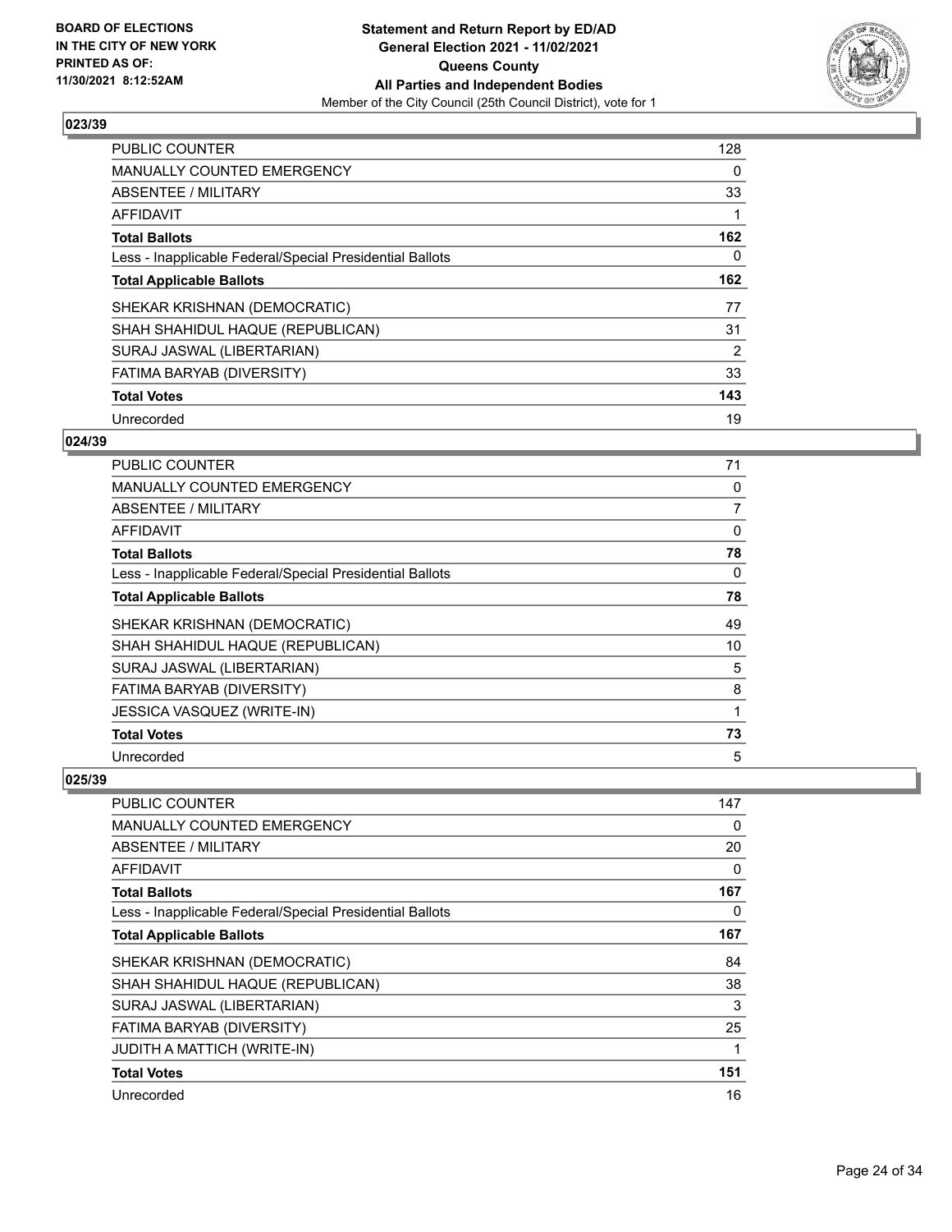## 023/39

| | |
|---|---|
| PUBLIC COUNTER | 128 |
| MANUALLY COUNTED EMERGENCY | 0 |
| ABSENTEE / MILITARY | 33 |
| AFFIDAVIT | 1 |
| **Total Ballots** | **162** |
| Less - Inapplicable Federal/Special Presidential Ballots | 0 |
| **Total Applicable Ballots** | **162** |
| SHEKAR KRISHNAN (DEMOCRATIC) | 77 |
| SHAH SHAHIDUL HAQUE (REPUBLICAN) | 31 |
| SURAJ JASWAL (LIBERTARIAN) | 2 |
| FATIMA BARYAB (DIVERSITY) | 33 |
| **Total Votes** | **143** |
| Unrecorded | 19 |

## 024/39

| | |
|---|---|
| PUBLIC COUNTER | 71 |
| MANUALLY COUNTED EMERGENCY | 0 |
| ABSENTEE / MILITARY | 7 |
| AFFIDAVIT | 0 |
| **Total Ballots** | **78** |
| Less - Inapplicable Federal/Special Presidential Ballots | 0 |
| **Total Applicable Ballots** | **78** |
| SHEKAR KRISHNAN (DEMOCRATIC) | 49 |
| SHAH SHAHIDUL HAQUE (REPUBLICAN) | 10 |
| SURAJ JASWAL (LIBERTARIAN) | 5 |
| FATIMA BARYAB (DIVERSITY) | 8 |
| JESSICA VASQUEZ (WRITE-IN) | 1 |
| **Total Votes** | **73** |
| Unrecorded | 5 |

## 025/39

| | |
|---|---|
| PUBLIC COUNTER | 147 |
| MANUALLY COUNTED EMERGENCY | 0 |
| ABSENTEE / MILITARY | 20 |
| AFFIDAVIT | 0 |
| **Total Ballots** | **167** |
| Less - Inapplicable Federal/Special Presidential Ballots | 0 |
| **Total Applicable Ballots** | **167** |
| SHEKAR KRISHNAN (DEMOCRATIC) | 84 |
| SHAH SHAHIDUL HAQUE (REPUBLICAN) | 38 |
| SURAJ JASWAL (LIBERTARIAN) | 3 |
| FATIMA BARYAB (DIVERSITY) | 25 |
| JUDITH A MATTICH (WRITE-IN) | 1 |
| **Total Votes** | **151** |
| Unrecorded | 16 |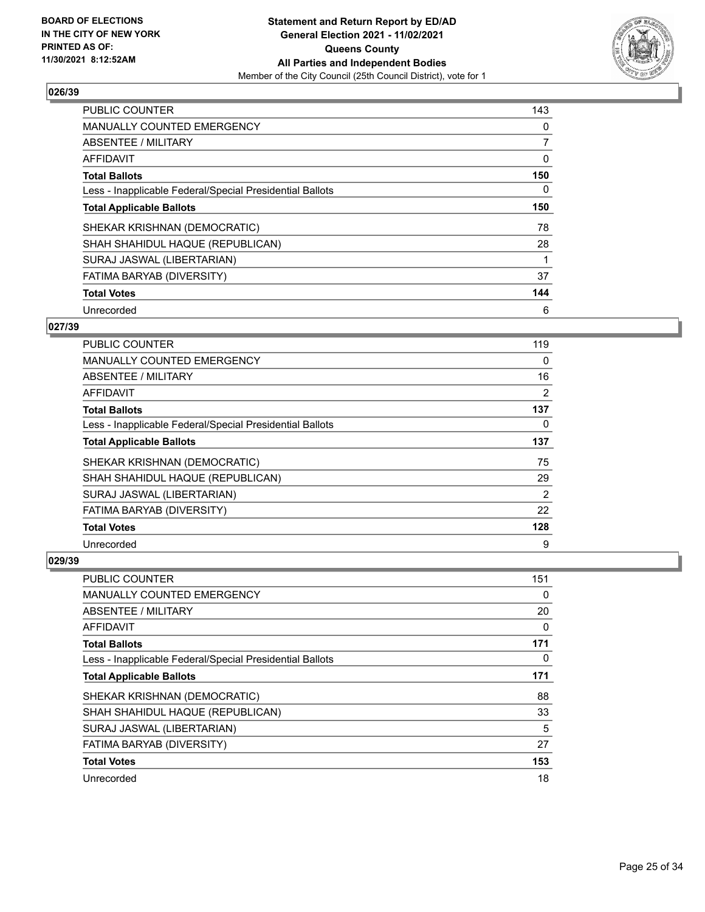**BOARD OF ELECTIONS IN THE CITY OF NEW YORK PRINTED AS OF: 11/30/2021 8:12:52AM**

**Statement and Return Report by ED/AD General Election 2021 - 11/02/2021 Queens County All Parties and Independent Bodies**
Member of the City Council (25th Council District), vote for 1

### 026/39

| | |
|---|---|
| PUBLIC COUNTER | 143 |
| MANUALLY COUNTED EMERGENCY | 0 |
| ABSENTEE / MILITARY | 7 |
| AFFIDAVIT | 0 |
| **Total Ballots** | **150** |
| Less - Inapplicable Federal/Special Presidential Ballots | 0 |
| **Total Applicable Ballots** | **150** |
| SHEKAR KRISHNAN (DEMOCRATIC) | 78 |
| SHAH SHAHIDUL HAQUE (REPUBLICAN) | 28 |
| SURAJ JASWAL (LIBERTARIAN) | 1 |
| FATIMA BARYAB (DIVERSITY) | 37 |
| **Total Votes** | **144** |
| Unrecorded | 6 |

### 027/39

| | |
|---|---|
| PUBLIC COUNTER | 119 |
| MANUALLY COUNTED EMERGENCY | 0 |
| ABSENTEE / MILITARY | 16 |
| AFFIDAVIT | 2 |
| **Total Ballots** | **137** |
| Less - Inapplicable Federal/Special Presidential Ballots | 0 |
| **Total Applicable Ballots** | **137** |
| SHEKAR KRISHNAN (DEMOCRATIC) | 75 |
| SHAH SHAHIDUL HAQUE (REPUBLICAN) | 29 |
| SURAJ JASWAL (LIBERTARIAN) | 2 |
| FATIMA BARYAB (DIVERSITY) | 22 |
| **Total Votes** | **128** |
| Unrecorded | 9 |

### 029/39

| | |
|---|---|
| PUBLIC COUNTER | 151 |
| MANUALLY COUNTED EMERGENCY | 0 |
| ABSENTEE / MILITARY | 20 |
| AFFIDAVIT | 0 |
| **Total Ballots** | **171** |
| Less - Inapplicable Federal/Special Presidential Ballots | 0 |
| **Total Applicable Ballots** | **171** |
| SHEKAR KRISHNAN (DEMOCRATIC) | 88 |
| SHAH SHAHIDUL HAQUE (REPUBLICAN) | 33 |
| SURAJ JASWAL (LIBERTARIAN) | 5 |
| FATIMA BARYAB (DIVERSITY) | 27 |
| **Total Votes** | **153** |
| Unrecorded | 18 |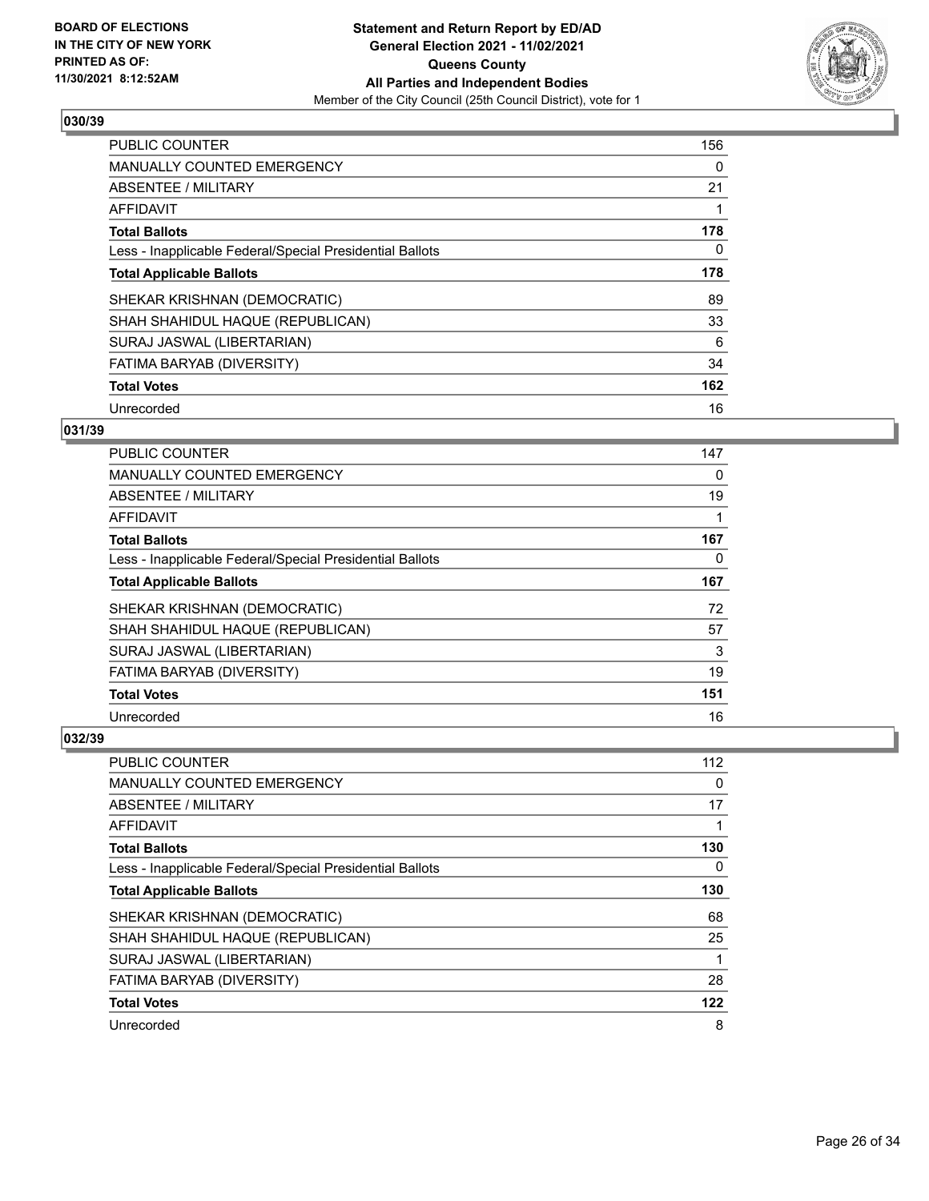### 030/39

| | |
|---|---|
| PUBLIC COUNTER | 156 |
| MANUALLY COUNTED EMERGENCY | 0 |
| ABSENTEE / MILITARY | 21 |
| AFFIDAVIT | 1 |
| **Total Ballots** | **178** |
| Less - Inapplicable Federal/Special Presidential Ballots | 0 |
| **Total Applicable Ballots** | **178** |
| SHEKAR KRISHNAN (DEMOCRATIC) | 89 |
| SHAH SHAHIDUL HAQUE (REPUBLICAN) | 33 |
| SURAJ JASWAL (LIBERTARIAN) | 6 |
| FATIMA BARYAB (DIVERSITY) | 34 |
| **Total Votes** | **162** |
| Unrecorded | 16 |

### 031/39

| | |
|---|---|
| PUBLIC COUNTER | 147 |
| MANUALLY COUNTED EMERGENCY | 0 |
| ABSENTEE / MILITARY | 19 |
| AFFIDAVIT | 1 |
| **Total Ballots** | **167** |
| Less - Inapplicable Federal/Special Presidential Ballots | 0 |
| **Total Applicable Ballots** | **167** |
| SHEKAR KRISHNAN (DEMOCRATIC) | 72 |
| SHAH SHAHIDUL HAQUE (REPUBLICAN) | 57 |
| SURAJ JASWAL (LIBERTARIAN) | 3 |
| FATIMA BARYAB (DIVERSITY) | 19 |
| **Total Votes** | **151** |
| Unrecorded | 16 |

### 032/39

| | |
|---|---|
| PUBLIC COUNTER | 112 |
| MANUALLY COUNTED EMERGENCY | 0 |
| ABSENTEE / MILITARY | 17 |
| AFFIDAVIT | 1 |
| **Total Ballots** | **130** |
| Less - Inapplicable Federal/Special Presidential Ballots | 0 |
| **Total Applicable Ballots** | **130** |
| SHEKAR KRISHNAN (DEMOCRATIC) | 68 |
| SHAH SHAHIDUL HAQUE (REPUBLICAN) | 25 |
| SURAJ JASWAL (LIBERTARIAN) | 1 |
| FATIMA BARYAB (DIVERSITY) | 28 |
| **Total Votes** | **122** |
| Unrecorded | 8 |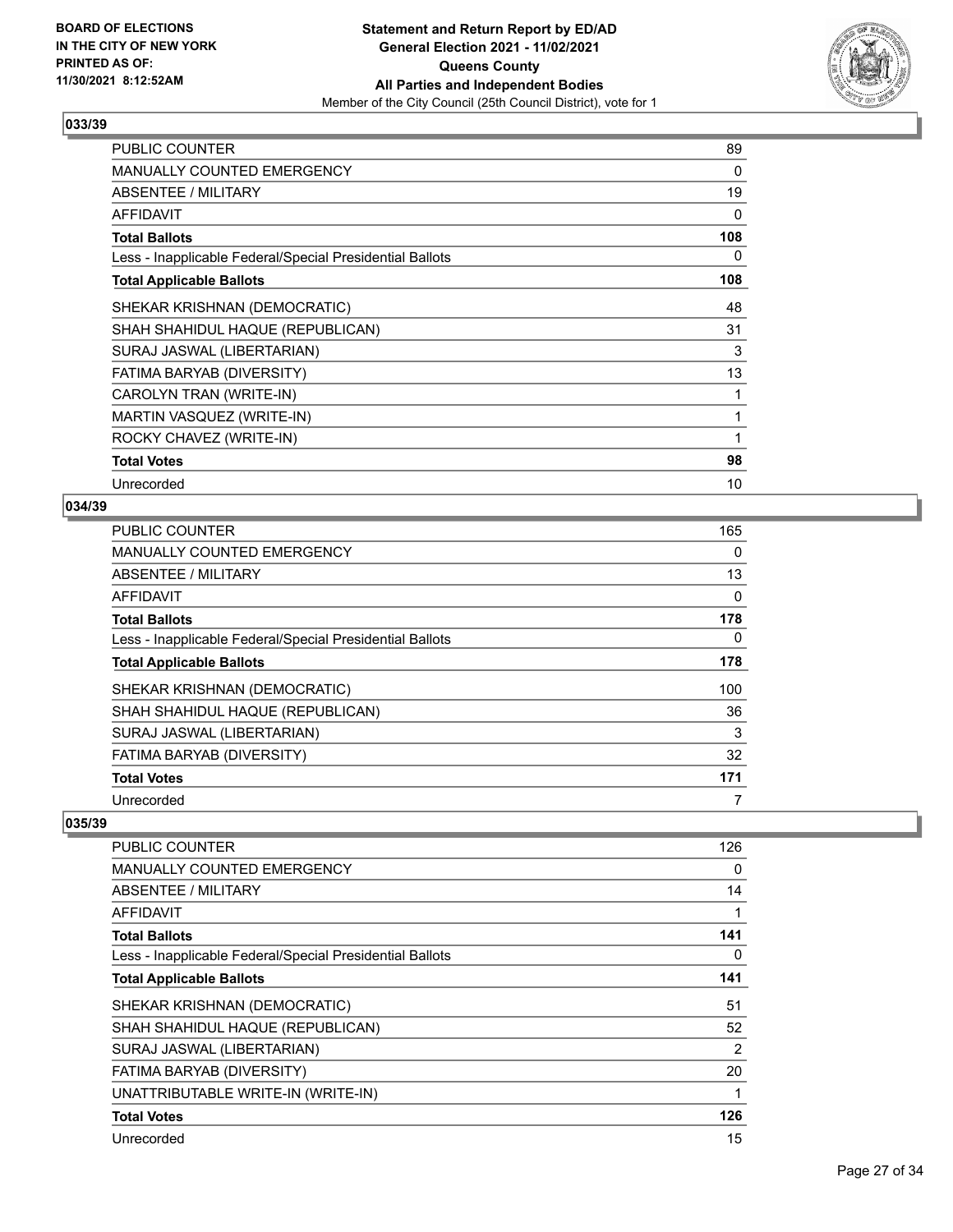## 033/39

| | |
|---|---|
| PUBLIC COUNTER | 89 |
| MANUALLY COUNTED EMERGENCY | 0 |
| ABSENTEE / MILITARY | 19 |
| AFFIDAVIT | 0 |
| **Total Ballots** | **108** |
| Less - Inapplicable Federal/Special Presidential Ballots | 0 |
| **Total Applicable Ballots** | **108** |
| SHEKAR KRISHNAN (DEMOCRATIC) | 48 |
| SHAH SHAHIDUL HAQUE (REPUBLICAN) | 31 |
| SURAJ JASWAL (LIBERTARIAN) | 3 |
| FATIMA BARYAB (DIVERSITY) | 13 |
| CAROLYN TRAN (WRITE-IN) | 1 |
| MARTIN VASQUEZ (WRITE-IN) | 1 |
| ROCKY CHAVEZ (WRITE-IN) | 1 |
| **Total Votes** | **98** |
| Unrecorded | 10 |

## 034/39

| | |
|---|---|
| PUBLIC COUNTER | 165 |
| MANUALLY COUNTED EMERGENCY | 0 |
| ABSENTEE / MILITARY | 13 |
| AFFIDAVIT | 0 |
| **Total Ballots** | **178** |
| Less - Inapplicable Federal/Special Presidential Ballots | 0 |
| **Total Applicable Ballots** | **178** |
| SHEKAR KRISHNAN (DEMOCRATIC) | 100 |
| SHAH SHAHIDUL HAQUE (REPUBLICAN) | 36 |
| SURAJ JASWAL (LIBERTARIAN) | 3 |
| FATIMA BARYAB (DIVERSITY) | 32 |
| **Total Votes** | **171** |
| Unrecorded | 7 |

## 035/39

| | |
|---|---|
| PUBLIC COUNTER | 126 |
| MANUALLY COUNTED EMERGENCY | 0 |
| ABSENTEE / MILITARY | 14 |
| AFFIDAVIT | 1 |
| **Total Ballots** | **141** |
| Less - Inapplicable Federal/Special Presidential Ballots | 0 |
| **Total Applicable Ballots** | **141** |
| SHEKAR KRISHNAN (DEMOCRATIC) | 51 |
| SHAH SHAHIDUL HAQUE (REPUBLICAN) | 52 |
| SURAJ JASWAL (LIBERTARIAN) | 2 |
| FATIMA BARYAB (DIVERSITY) | 20 |
| UNATTRIBUTABLE WRITE-IN (WRITE-IN) | 1 |
| **Total Votes** | **126** |
| Unrecorded | 15 |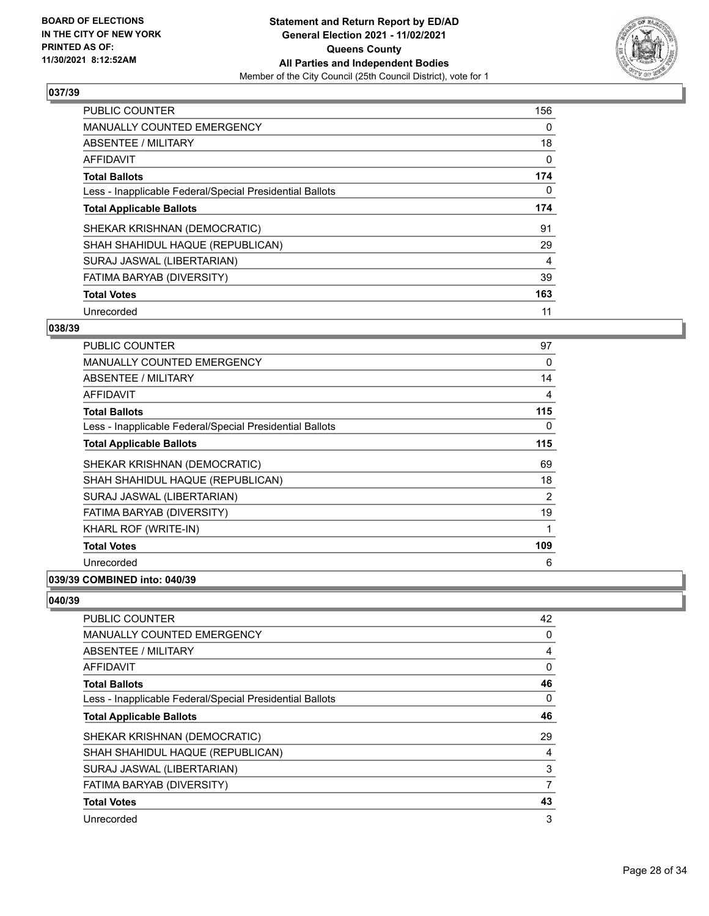**BOARD OF ELECTIONS IN THE CITY OF NEW YORK PRINTED AS OF: 11/30/2021 8:12:52AM**

**Statement and Return Report by ED/AD General Election 2021 - 11/02/2021 Queens County All Parties and Independent Bodies**

Member of the City Council (25th Council District), vote for 1

### 037/39

| | |
|---|---|
| PUBLIC COUNTER | 156 |
| MANUALLY COUNTED EMERGENCY | 0 |
| ABSENTEE / MILITARY | 18 |
| AFFIDAVIT | 0 |
| **Total Ballots** | **174** |
| Less - Inapplicable Federal/Special Presidential Ballots | 0 |
| **Total Applicable Ballots** | **174** |
| SHEKAR KRISHNAN (DEMOCRATIC) | 91 |
| SHAH SHAHIDUL HAQUE (REPUBLICAN) | 29 |
| SURAJ JASWAL (LIBERTARIAN) | 4 |
| FATIMA BARYAB (DIVERSITY) | 39 |
| **Total Votes** | **163** |
| Unrecorded | 11 |

### 038/39

| | |
|---|---|
| PUBLIC COUNTER | 97 |
| MANUALLY COUNTED EMERGENCY | 0 |
| ABSENTEE / MILITARY | 14 |
| AFFIDAVIT | 4 |
| **Total Ballots** | **115** |
| Less - Inapplicable Federal/Special Presidential Ballots | 0 |
| **Total Applicable Ballots** | **115** |
| SHEKAR KRISHNAN (DEMOCRATIC) | 69 |
| SHAH SHAHIDUL HAQUE (REPUBLICAN) | 18 |
| SURAJ JASWAL (LIBERTARIAN) | 2 |
| FATIMA BARYAB (DIVERSITY) | 19 |
| KHARL ROF (WRITE-IN) | 1 |
| **Total Votes** | **109** |
| Unrecorded | 6 |

### 039/39 COMBINED into: 040/39

### 040/39

| | |
|---|---|
| PUBLIC COUNTER | 42 |
| MANUALLY COUNTED EMERGENCY | 0 |
| ABSENTEE / MILITARY | 4 |
| AFFIDAVIT | 0 |
| **Total Ballots** | **46** |
| Less - Inapplicable Federal/Special Presidential Ballots | 0 |
| **Total Applicable Ballots** | **46** |
| SHEKAR KRISHNAN (DEMOCRATIC) | 29 |
| SHAH SHAHIDUL HAQUE (REPUBLICAN) | 4 |
| SURAJ JASWAL (LIBERTARIAN) | 3 |
| FATIMA BARYAB (DIVERSITY) | 7 |
| **Total Votes** | **43** |
| Unrecorded | 3 |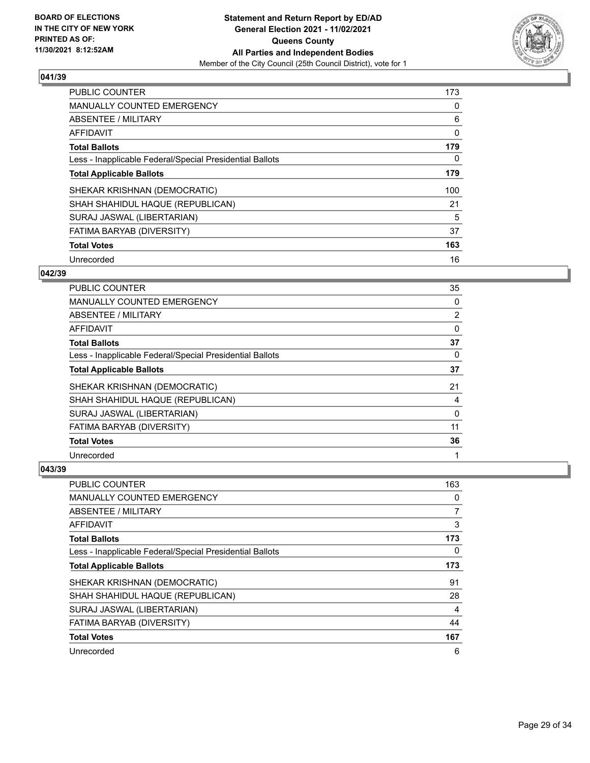## 041/39

| | |
|---|---|
| PUBLIC COUNTER | 173 |
| MANUALLY COUNTED EMERGENCY | 0 |
| ABSENTEE / MILITARY | 6 |
| AFFIDAVIT | 0 |
| **Total Ballots** | **179** |
| Less - Inapplicable Federal/Special Presidential Ballots | 0 |
| **Total Applicable Ballots** | **179** |
| SHEKAR KRISHNAN (DEMOCRATIC) | 100 |
| SHAH SHAHIDUL HAQUE (REPUBLICAN) | 21 |
| SURAJ JASWAL (LIBERTARIAN) | 5 |
| FATIMA BARYAB (DIVERSITY) | 37 |
| **Total Votes** | **163** |
| Unrecorded | 16 |

## 042/39

| | |
|---|---|
| PUBLIC COUNTER | 35 |
| MANUALLY COUNTED EMERGENCY | 0 |
| ABSENTEE / MILITARY | 2 |
| AFFIDAVIT | 0 |
| **Total Ballots** | **37** |
| Less - Inapplicable Federal/Special Presidential Ballots | 0 |
| **Total Applicable Ballots** | **37** |
| SHEKAR KRISHNAN (DEMOCRATIC) | 21 |
| SHAH SHAHIDUL HAQUE (REPUBLICAN) | 4 |
| SURAJ JASWAL (LIBERTARIAN) | 0 |
| FATIMA BARYAB (DIVERSITY) | 11 |
| **Total Votes** | **36** |
| Unrecorded | 1 |

## 043/39

| | |
|---|---|
| PUBLIC COUNTER | 163 |
| MANUALLY COUNTED EMERGENCY | 0 |
| ABSENTEE / MILITARY | 7 |
| AFFIDAVIT | 3 |
| **Total Ballots** | **173** |
| Less - Inapplicable Federal/Special Presidential Ballots | 0 |
| **Total Applicable Ballots** | **173** |
| SHEKAR KRISHNAN (DEMOCRATIC) | 91 |
| SHAH SHAHIDUL HAQUE (REPUBLICAN) | 28 |
| SURAJ JASWAL (LIBERTARIAN) | 4 |
| FATIMA BARYAB (DIVERSITY) | 44 |
| **Total Votes** | **167** |
| Unrecorded | 6 |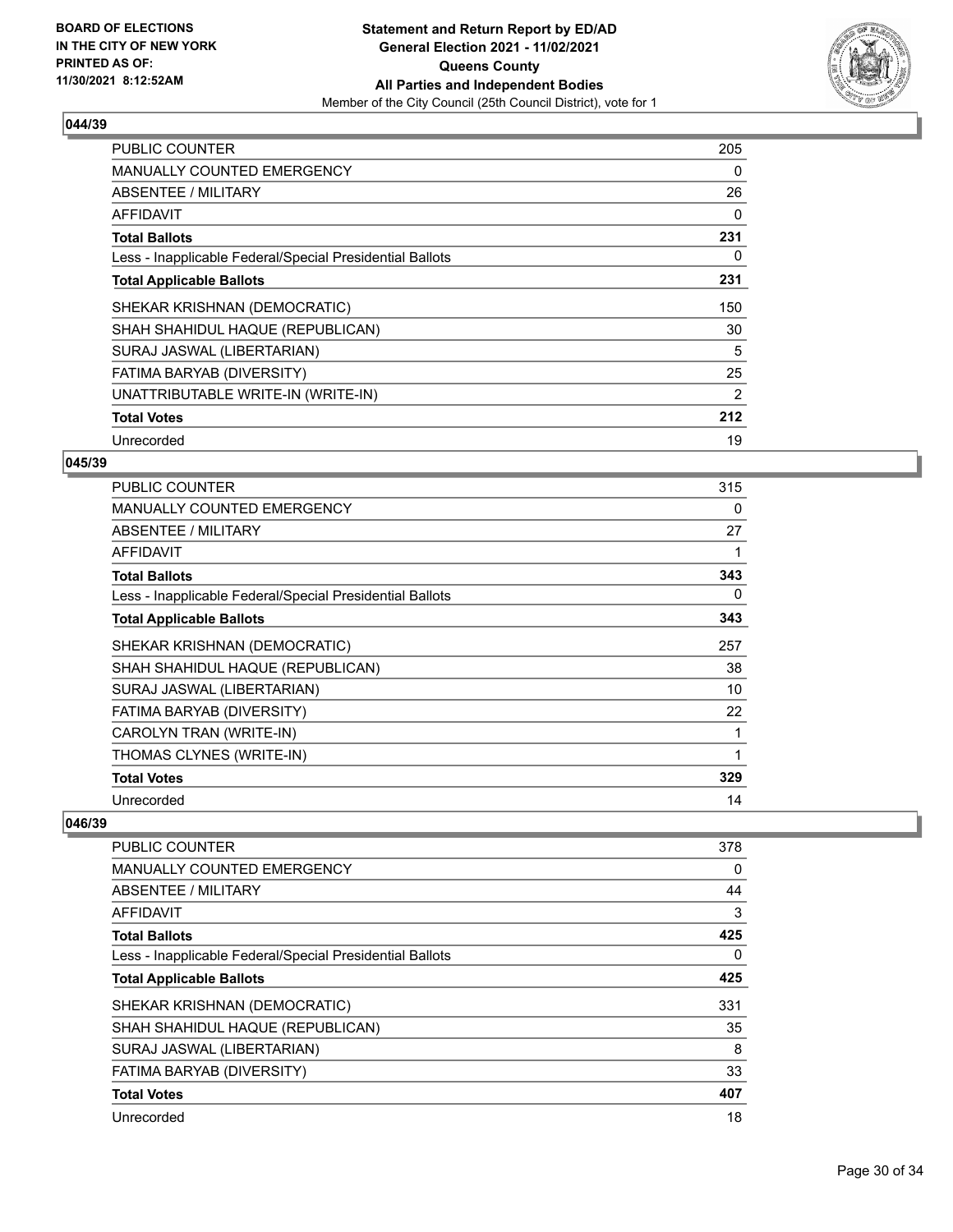## 044/39

| | |
|---|---|
| PUBLIC COUNTER | 205 |
| MANUALLY COUNTED EMERGENCY | 0 |
| ABSENTEE / MILITARY | 26 |
| AFFIDAVIT | 0 |
| **Total Ballots** | **231** |
| Less - Inapplicable Federal/Special Presidential Ballots | 0 |
| **Total Applicable Ballots** | **231** |
| SHEKAR KRISHNAN (DEMOCRATIC) | 150 |
| SHAH SHAHIDUL HAQUE (REPUBLICAN) | 30 |
| SURAJ JASWAL (LIBERTARIAN) | 5 |
| FATIMA BARYAB (DIVERSITY) | 25 |
| UNATTRIBUTABLE WRITE-IN (WRITE-IN) | 2 |
| **Total Votes** | **212** |
| Unrecorded | 19 |

## 045/39

| | |
|---|---|
| PUBLIC COUNTER | 315 |
| MANUALLY COUNTED EMERGENCY | 0 |
| ABSENTEE / MILITARY | 27 |
| AFFIDAVIT | 1 |
| **Total Ballots** | **343** |
| Less - Inapplicable Federal/Special Presidential Ballots | 0 |
| **Total Applicable Ballots** | **343** |
| SHEKAR KRISHNAN (DEMOCRATIC) | 257 |
| SHAH SHAHIDUL HAQUE (REPUBLICAN) | 38 |
| SURAJ JASWAL (LIBERTARIAN) | 10 |
| FATIMA BARYAB (DIVERSITY) | 22 |
| CAROLYN TRAN (WRITE-IN) | 1 |
| THOMAS CLYNES (WRITE-IN) | 1 |
| **Total Votes** | **329** |
| Unrecorded | 14 |

## 046/39

| | |
|---|---|
| PUBLIC COUNTER | 378 |
| MANUALLY COUNTED EMERGENCY | 0 |
| ABSENTEE / MILITARY | 44 |
| AFFIDAVIT | 3 |
| **Total Ballots** | **425** |
| Less - Inapplicable Federal/Special Presidential Ballots | 0 |
| **Total Applicable Ballots** | **425** |
| SHEKAR KRISHNAN (DEMOCRATIC) | 331 |
| SHAH SHAHIDUL HAQUE (REPUBLICAN) | 35 |
| SURAJ JASWAL (LIBERTARIAN) | 8 |
| FATIMA BARYAB (DIVERSITY) | 33 |
| **Total Votes** | **407** |
| Unrecorded | 18 |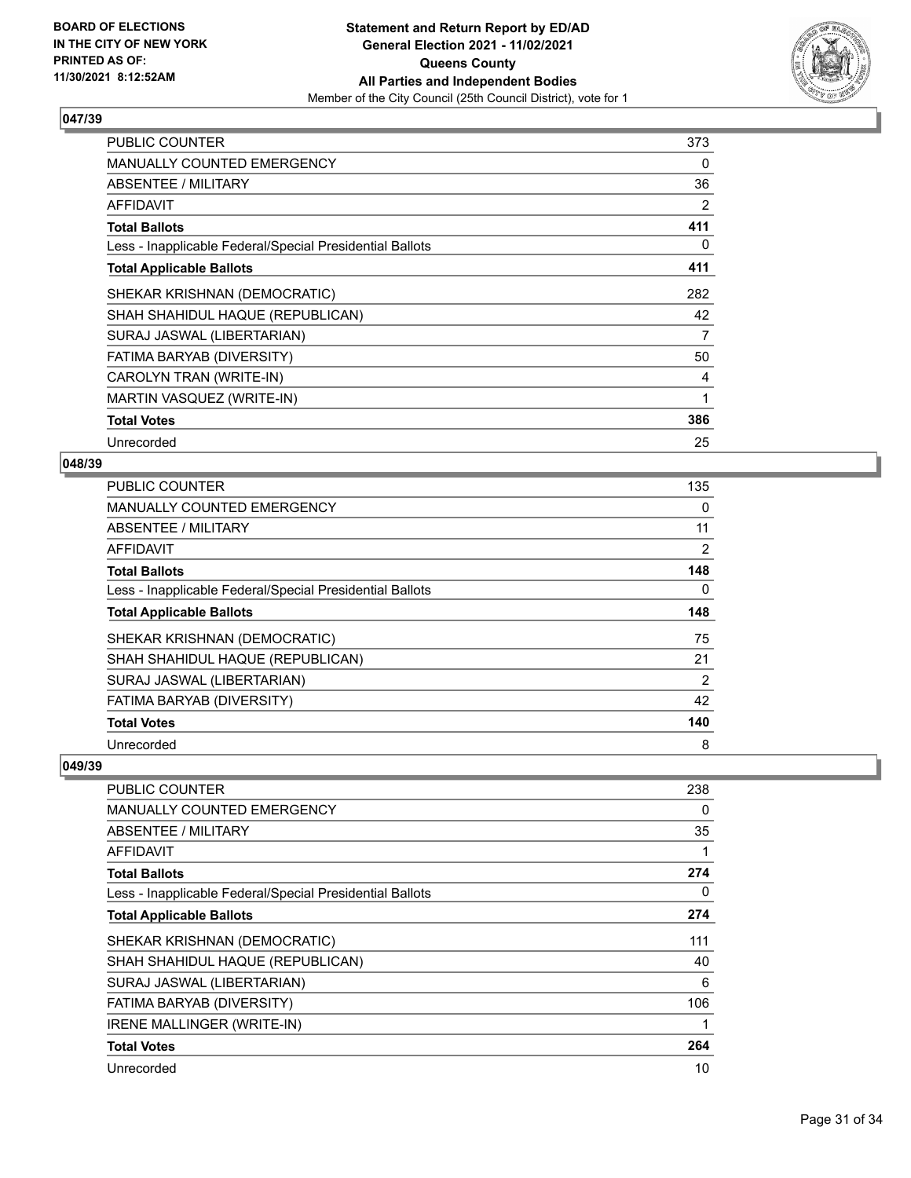## 047/39

| | |
|---|---|
| PUBLIC COUNTER | 373 |
| MANUALLY COUNTED EMERGENCY | 0 |
| ABSENTEE / MILITARY | 36 |
| AFFIDAVIT | 2 |
| **Total Ballots** | **411** |
| Less - Inapplicable Federal/Special Presidential Ballots | 0 |
| **Total Applicable Ballots** | **411** |
| SHEKAR KRISHNAN (DEMOCRATIC) | 282 |
| SHAH SHAHIDUL HAQUE (REPUBLICAN) | 42 |
| SURAJ JASWAL (LIBERTARIAN) | 7 |
| FATIMA BARYAB (DIVERSITY) | 50 |
| CAROLYN TRAN (WRITE-IN) | 4 |
| MARTIN VASQUEZ (WRITE-IN) | 1 |
| **Total Votes** | **386** |
| Unrecorded | 25 |

## 048/39

| | |
|---|---|
| PUBLIC COUNTER | 135 |
| MANUALLY COUNTED EMERGENCY | 0 |
| ABSENTEE / MILITARY | 11 |
| AFFIDAVIT | 2 |
| **Total Ballots** | **148** |
| Less - Inapplicable Federal/Special Presidential Ballots | 0 |
| **Total Applicable Ballots** | **148** |
| SHEKAR KRISHNAN (DEMOCRATIC) | 75 |
| SHAH SHAHIDUL HAQUE (REPUBLICAN) | 21 |
| SURAJ JASWAL (LIBERTARIAN) | 2 |
| FATIMA BARYAB (DIVERSITY) | 42 |
| **Total Votes** | **140** |
| Unrecorded | 8 |

## 049/39

| | |
|---|---|
| PUBLIC COUNTER | 238 |
| MANUALLY COUNTED EMERGENCY | 0 |
| ABSENTEE / MILITARY | 35 |
| AFFIDAVIT | 1 |
| **Total Ballots** | **274** |
| Less - Inapplicable Federal/Special Presidential Ballots | 0 |
| **Total Applicable Ballots** | **274** |
| SHEKAR KRISHNAN (DEMOCRATIC) | 111 |
| SHAH SHAHIDUL HAQUE (REPUBLICAN) | 40 |
| SURAJ JASWAL (LIBERTARIAN) | 6 |
| FATIMA BARYAB (DIVERSITY) | 106 |
| IRENE MALLINGER (WRITE-IN) | 1 |
| **Total Votes** | **264** |
| Unrecorded | 10 |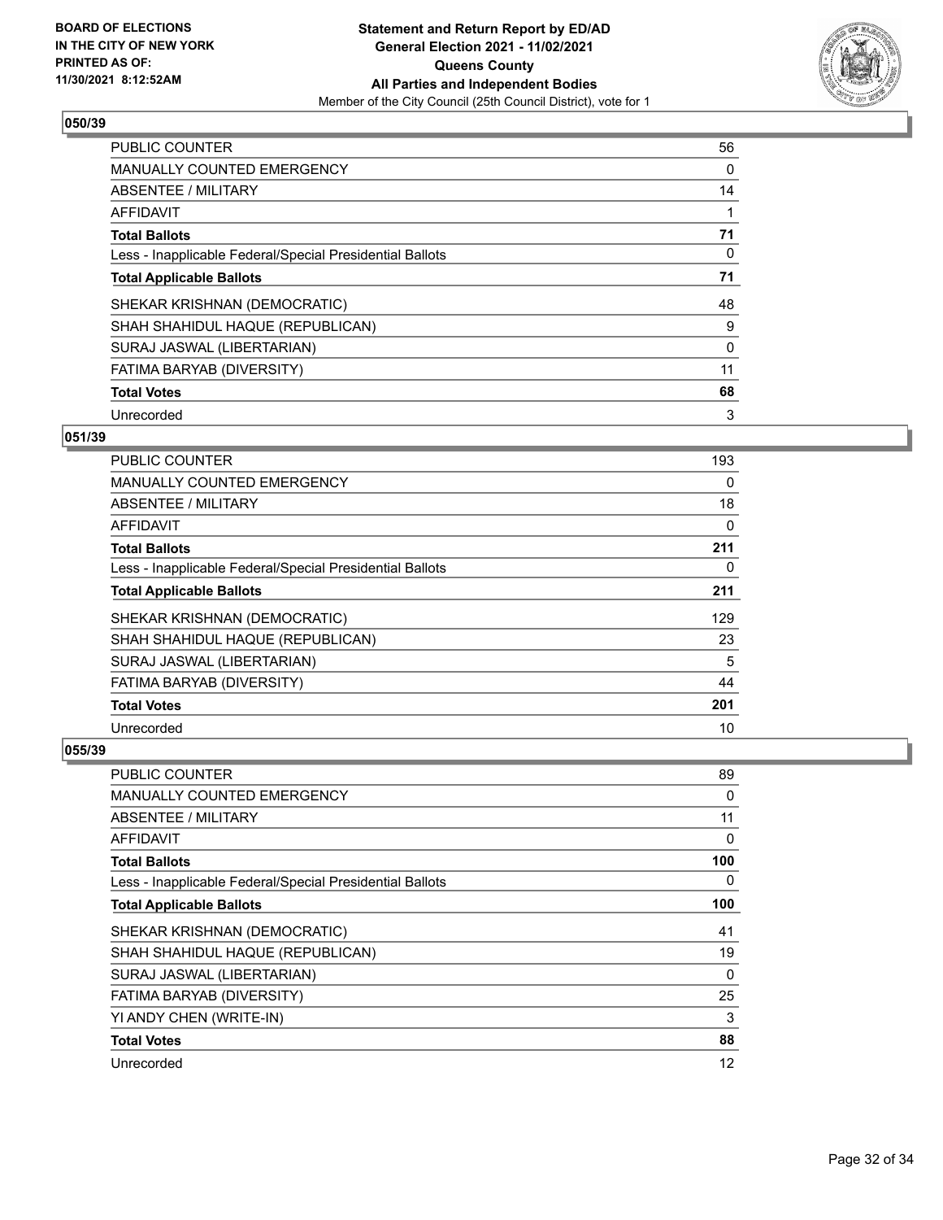### 050/39

| | |
|---|---|
| PUBLIC COUNTER | 56 |
| MANUALLY COUNTED EMERGENCY | 0 |
| ABSENTEE / MILITARY | 14 |
| AFFIDAVIT | 1 |
| **Total Ballots** | **71** |
| Less - Inapplicable Federal/Special Presidential Ballots | 0 |
| **Total Applicable Ballots** | **71** |
| SHEKAR KRISHNAN (DEMOCRATIC) | 48 |
| SHAH SHAHIDUL HAQUE (REPUBLICAN) | 9 |
| SURAJ JASWAL (LIBERTARIAN) | 0 |
| FATIMA BARYAB (DIVERSITY) | 11 |
| **Total Votes** | **68** |
| Unrecorded | 3 |

### 051/39

| | |
|---|---|
| PUBLIC COUNTER | 193 |
| MANUALLY COUNTED EMERGENCY | 0 |
| ABSENTEE / MILITARY | 18 |
| AFFIDAVIT | 0 |
| **Total Ballots** | **211** |
| Less - Inapplicable Federal/Special Presidential Ballots | 0 |
| **Total Applicable Ballots** | **211** |
| SHEKAR KRISHNAN (DEMOCRATIC) | 129 |
| SHAH SHAHIDUL HAQUE (REPUBLICAN) | 23 |
| SURAJ JASWAL (LIBERTARIAN) | 5 |
| FATIMA BARYAB (DIVERSITY) | 44 |
| **Total Votes** | **201** |
| Unrecorded | 10 |

### 055/39

| | |
|---|---|
| PUBLIC COUNTER | 89 |
| MANUALLY COUNTED EMERGENCY | 0 |
| ABSENTEE / MILITARY | 11 |
| AFFIDAVIT | 0 |
| **Total Ballots** | **100** |
| Less - Inapplicable Federal/Special Presidential Ballots | 0 |
| **Total Applicable Ballots** | **100** |
| SHEKAR KRISHNAN (DEMOCRATIC) | 41 |
| SHAH SHAHIDUL HAQUE (REPUBLICAN) | 19 |
| SURAJ JASWAL (LIBERTARIAN) | 0 |
| FATIMA BARYAB (DIVERSITY) | 25 |
| YI ANDY CHEN (WRITE-IN) | 3 |
| **Total Votes** | **88** |
| Unrecorded | 12 |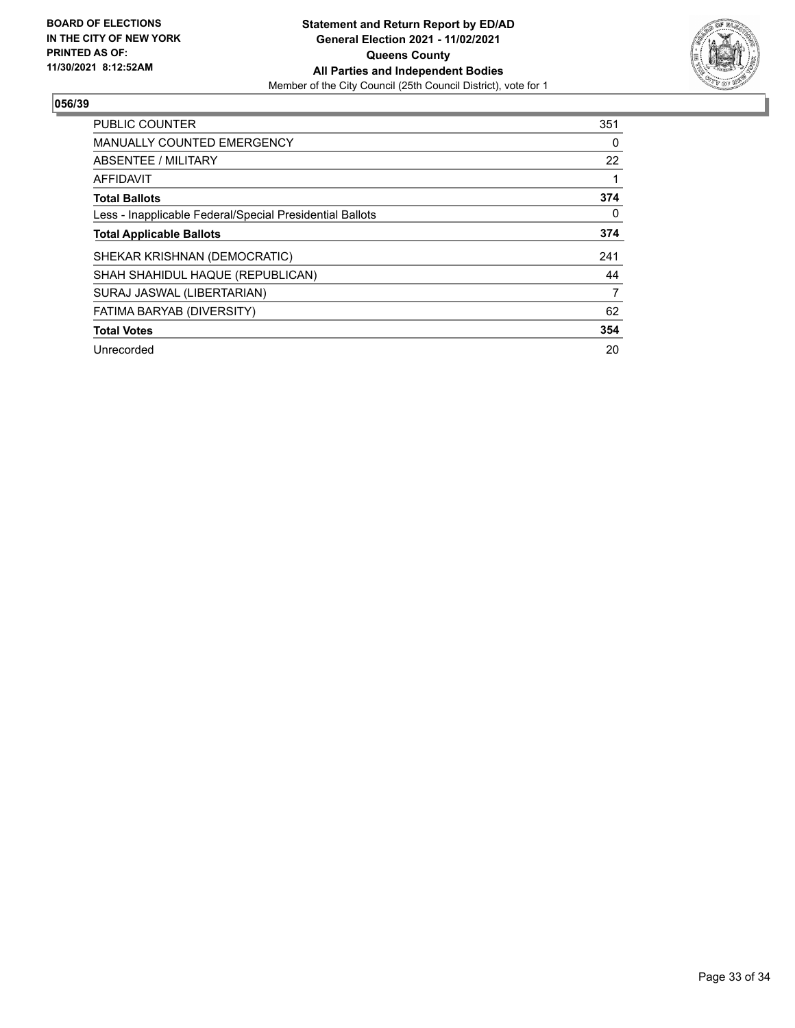**BOARD OF ELECTIONS**
**IN THE CITY OF NEW YORK**
**PRINTED AS OF:**
**11/30/2021 8:12:52AM**

**Statement and Return Report by ED/AD**
**General Election 2021 - 11/02/2021**
**Queens County**
**All Parties and Independent Bodies**
Member of the City Council (25th Council District), vote for 1

## 056/39

| | |
|---|---|
| PUBLIC COUNTER | 351 |
| MANUALLY COUNTED EMERGENCY | 0 |
| ABSENTEE / MILITARY | 22 |
| AFFIDAVIT | 1 |
| **Total Ballots** | **374** |
| Less - Inapplicable Federal/Special Presidential Ballots | 0 |
| **Total Applicable Ballots** | **374** |
| SHEKAR KRISHNAN (DEMOCRATIC) | 241 |
| SHAH SHAHIDUL HAQUE (REPUBLICAN) | 44 |
| SURAJ JASWAL (LIBERTARIAN) | 7 |
| FATIMA BARYAB (DIVERSITY) | 62 |
| **Total Votes** | **354** |
| Unrecorded | 20 |